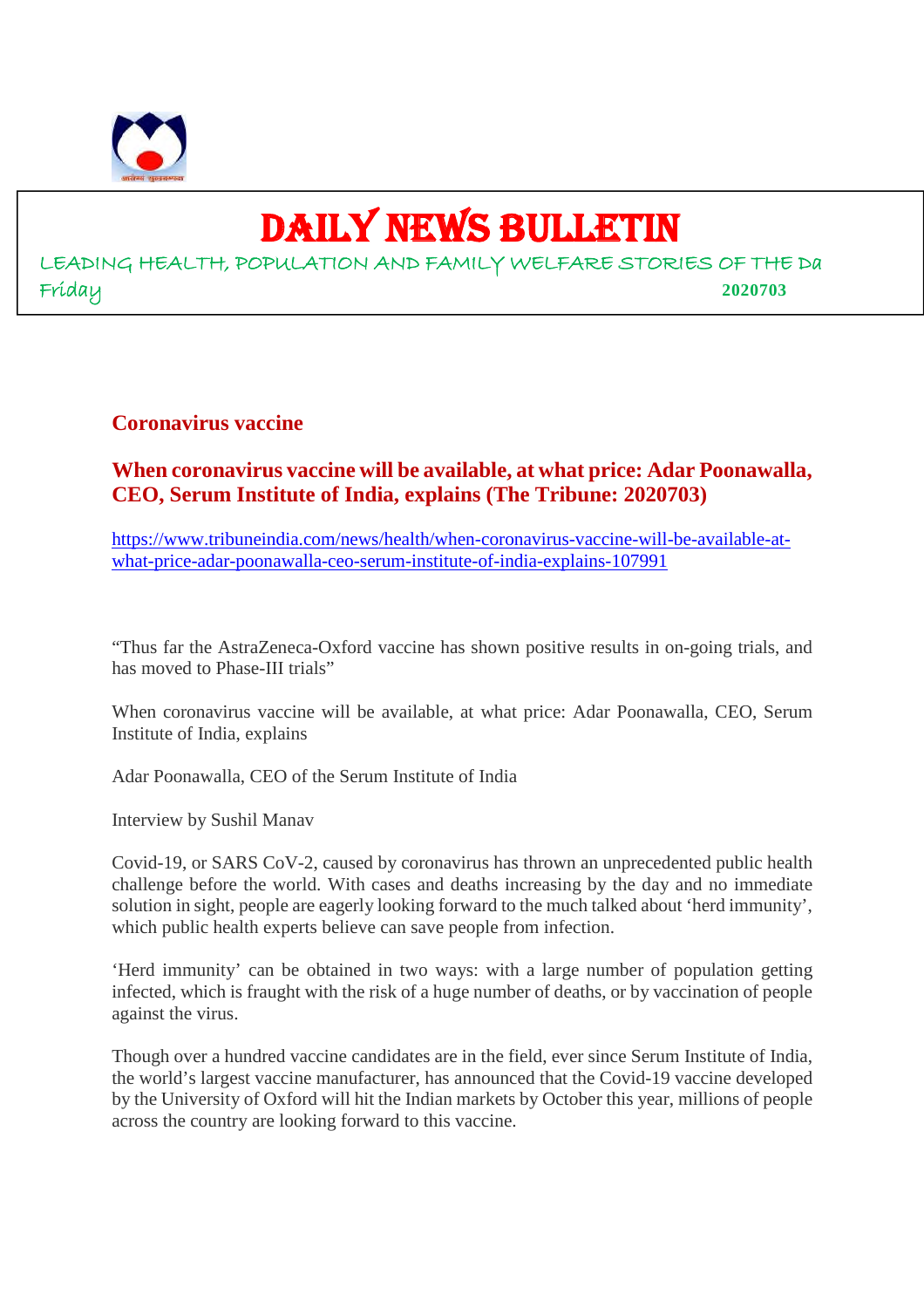# DAILY NEWS BULLETIN

LEADING HEALTH, POPULATION AND FAMILY WELFARE STORIES OF THE Da

Friday 2020703

## Coronavirus vaccine

### When coronavirus vaccine will be available, at what price: Adar Poonawalla, CEO, Serum Institute of India, explains (The Tribune: 2020703)

https://www.tribuneindia.com/news/health/when-coronavirus-vaccine-will-be-available-at-what-price-adar-poonawalla-ceo-serum-institute-of-india-explains-107991

"Thus far the AstraZeneca-Oxford vaccine has shown positive results in on-going trials, and has moved to Phase-III trials"

When coronavirus vaccine will be available, at what price: Adar Poonawalla, CEO, Serum Institute of India, explains

Adar Poonawalla, CEO of the Serum Institute of India

Interview by Sushil Manav

Covid-19, or SARS CoV-2, caused by coronavirus has thrown an unprecedented public health challenge before the world. With cases and deaths increasing by the day and no immediate solution in sight, people are eagerly looking forward to the much talked about 'herd immunity', which public health experts believe can save people from infection.

'Herd immunity' can be obtained in two ways: with a large number of population getting infected, which is fraught with the risk of a huge number of deaths, or by vaccination of people against the virus.

Though over a hundred vaccine candidates are in the field, ever since Serum Institute of India, the world's largest vaccine manufacturer, has announced that the Covid-19 vaccine developed by the University of Oxford will hit the Indian markets by October this year, millions of people across the country are looking forward to this vaccine.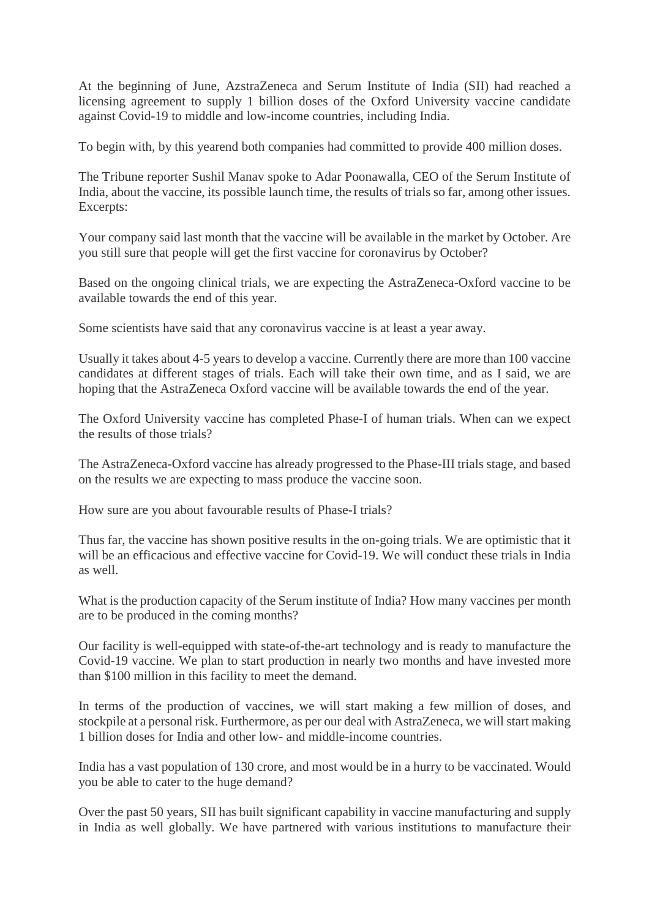At the beginning of June, AzstraZeneca and Serum Institute of India (SII) had reached a licensing agreement to supply 1 billion doses of the Oxford University vaccine candidate against Covid-19 to middle and low-income countries, including India.

To begin with, by this yearend both companies had committed to provide 400 million doses.

The Tribune reporter Sushil Manav spoke to Adar Poonawalla, CEO of the Serum Institute of India, about the vaccine, its possible launch time, the results of trials so far, among other issues. Excerpts:

Your company said last month that the vaccine will be available in the market by October. Are you still sure that people will get the first vaccine for coronavirus by October?

Based on the ongoing clinical trials, we are expecting the AstraZeneca-Oxford vaccine to be available towards the end of this year.

Some scientists have said that any coronavirus vaccine is at least a year away.

Usually it takes about 4-5 years to develop a vaccine. Currently there are more than 100 vaccine candidates at different stages of trials. Each will take their own time, and as I said, we are hoping that the AstraZeneca Oxford vaccine will be available towards the end of the year.

The Oxford University vaccine has completed Phase-I of human trials. When can we expect the results of those trials?

The AstraZeneca-Oxford vaccine has already progressed to the Phase-III trials stage, and based on the results we are expecting to mass produce the vaccine soon.

How sure are you about favourable results of Phase-I trials?

Thus far, the vaccine has shown positive results in the on-going trials. We are optimistic that it will be an efficacious and effective vaccine for Covid-19. We will conduct these trials in India as well.

What is the production capacity of the Serum institute of India? How many vaccines per month are to be produced in the coming months?

Our facility is well-equipped with state-of-the-art technology and is ready to manufacture the Covid-19 vaccine. We plan to start production in nearly two months and have invested more than $100 million in this facility to meet the demand.

In terms of the production of vaccines, we will start making a few million of doses, and stockpile at a personal risk. Furthermore, as per our deal with AstraZeneca, we will start making 1 billion doses for India and other low- and middle-income countries.

India has a vast population of 130 crore, and most would be in a hurry to be vaccinated. Would you be able to cater to the huge demand?

Over the past 50 years, SII has built significant capability in vaccine manufacturing and supply in India as well globally. We have partnered with various institutions to manufacture their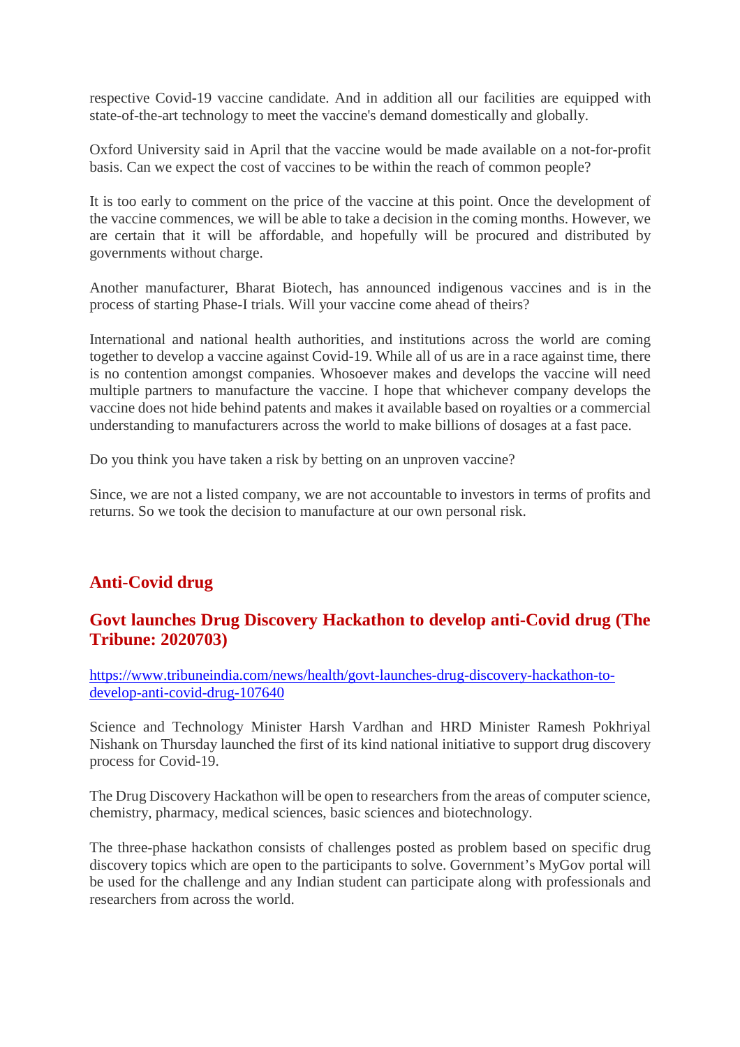respective Covid-19 vaccine candidate. And in addition all our facilities are equipped with state-of-the-art technology to meet the vaccine's demand domestically and globally.

Oxford University said in April that the vaccine would be made available on a not-for-profit basis. Can we expect the cost of vaccines to be within the reach of common people?

It is too early to comment on the price of the vaccine at this point. Once the development of the vaccine commences, we will be able to take a decision in the coming months. However, we are certain that it will be affordable, and hopefully will be procured and distributed by governments without charge.

Another manufacturer, Bharat Biotech, has announced indigenous vaccines and is in the process of starting Phase-I trials. Will your vaccine come ahead of theirs?

International and national health authorities, and institutions across the world are coming together to develop a vaccine against Covid-19. While all of us are in a race against time, there is no contention amongst companies. Whosoever makes and develops the vaccine will need multiple partners to manufacture the vaccine. I hope that whichever company develops the vaccine does not hide behind patents and makes it available based on royalties or a commercial understanding to manufacturers across the world to make billions of dosages at a fast pace.

Do you think you have taken a risk by betting on an unproven vaccine?

Since, we are not a listed company, we are not accountable to investors in terms of profits and returns. So we took the decision to manufacture at our own personal risk.

## Anti-Covid drug

### Govt launches Drug Discovery Hackathon to develop anti-Covid drug (The Tribune: 2020703)

[https://www.tribuneindia.com/news/health/govt-launches-drug-discovery-hackathon-to-develop-anti-covid-drug-107640](https://www.tribuneindia.com/news/health/govt-launches-drug-discovery-hackathon-to-develop-anti-covid-drug-107640)

Science and Technology Minister Harsh Vardhan and HRD Minister Ramesh Pokhriyal Nishank on Thursday launched the first of its kind national initiative to support drug discovery process for Covid-19.

The Drug Discovery Hackathon will be open to researchers from the areas of computer science, chemistry, pharmacy, medical sciences, basic sciences and biotechnology.

The three-phase hackathon consists of challenges posted as problem based on specific drug discovery topics which are open to the participants to solve. Government's MyGov portal will be used for the challenge and any Indian student can participate along with professionals and researchers from across the world.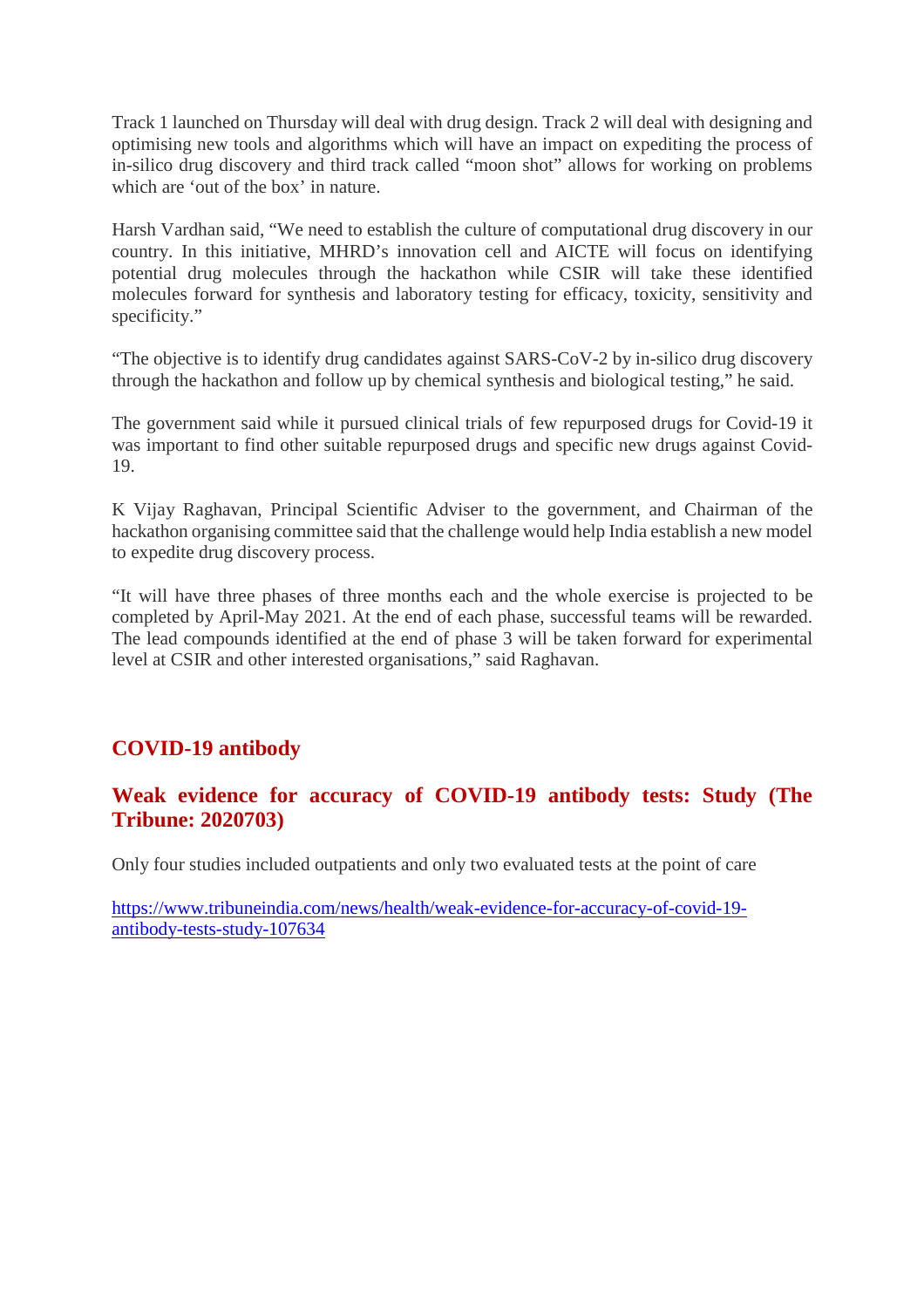Track 1 launched on Thursday will deal with drug design. Track 2 will deal with designing and optimising new tools and algorithms which will have an impact on expediting the process of in-silico drug discovery and third track called “moon shot” allows for working on problems which are ‘out of the box’ in nature.

Harsh Vardhan said, “We need to establish the culture of computational drug discovery in our country. In this initiative, MHRD’s innovation cell and AICTE will focus on identifying potential drug molecules through the hackathon while CSIR will take these identified molecules forward for synthesis and laboratory testing for efficacy, toxicity, sensitivity and specificity.”

“The objective is to identify drug candidates against SARS-CoV-2 by in-silico drug discovery through the hackathon and follow up by chemical synthesis and biological testing,” he said.

The government said while it pursued clinical trials of few repurposed drugs for Covid-19 it was important to find other suitable repurposed drugs and specific new drugs against Covid-19.

K Vijay Raghavan, Principal Scientific Adviser to the government, and Chairman of the hackathon organising committee said that the challenge would help India establish a new model to expedite drug discovery process.

“It will have three phases of three months each and the whole exercise is projected to be completed by April-May 2021. At the end of each phase, successful teams will be rewarded. The lead compounds identified at the end of phase 3 will be taken forward for experimental level at CSIR and other interested organisations,” said Raghavan.

## COVID-19 antibody

### Weak evidence for accuracy of COVID-19 antibody tests: Study (The Tribune: 2020703)

Only four studies included outpatients and only two evaluated tests at the point of care

https://www.tribuneindia.com/news/health/weak-evidence-for-accuracy-of-covid-19-antibody-tests-study-107634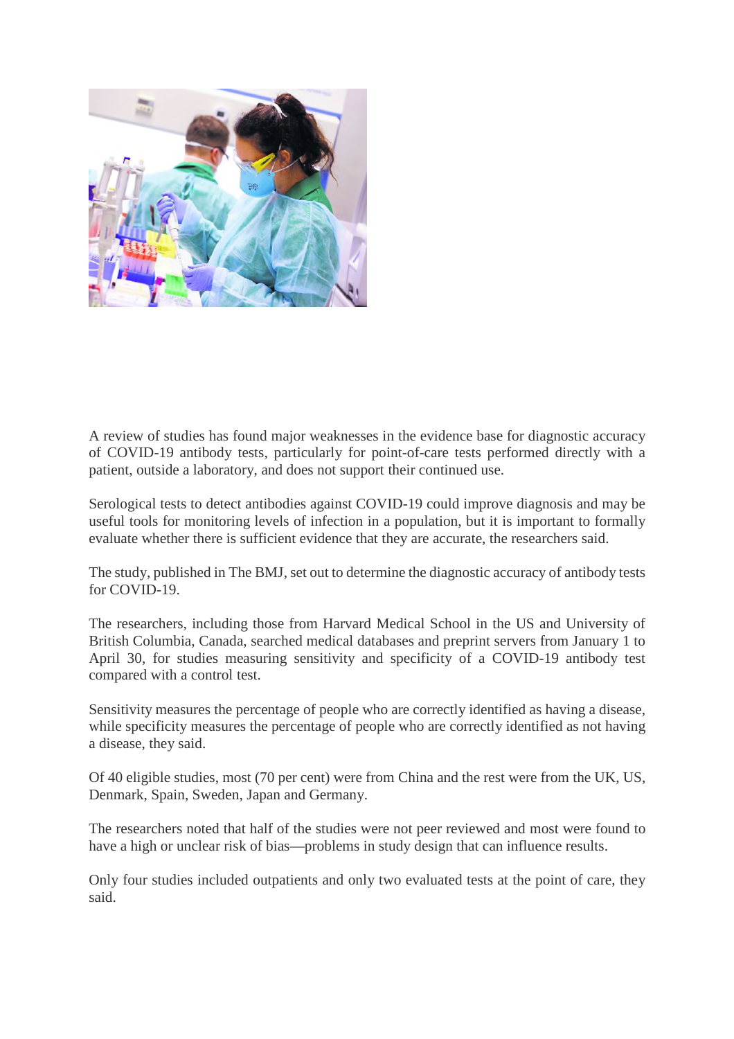A review of studies has found major weaknesses in the evidence base for diagnostic accuracy of COVID-19 antibody tests, particularly for point-of-care tests performed directly with a patient, outside a laboratory, and does not support their continued use.

Serological tests to detect antibodies against COVID-19 could improve diagnosis and may be useful tools for monitoring levels of infection in a population, but it is important to formally evaluate whether there is sufficient evidence that they are accurate, the researchers said.

The study, published in The BMJ, set out to determine the diagnostic accuracy of antibody tests for COVID-19.

The researchers, including those from Harvard Medical School in the US and University of British Columbia, Canada, searched medical databases and preprint servers from January 1 to April 30, for studies measuring sensitivity and specificity of a COVID-19 antibody test compared with a control test.

Sensitivity measures the percentage of people who are correctly identified as having a disease, while specificity measures the percentage of people who are correctly identified as not having a disease, they said.

Of 40 eligible studies, most (70 per cent) were from China and the rest were from the UK, US, Denmark, Spain, Sweden, Japan and Germany.

The researchers noted that half of the studies were not peer reviewed and most were found to have a high or unclear risk of bias—problems in study design that can influence results.

Only four studies included outpatients and only two evaluated tests at the point of care, they said.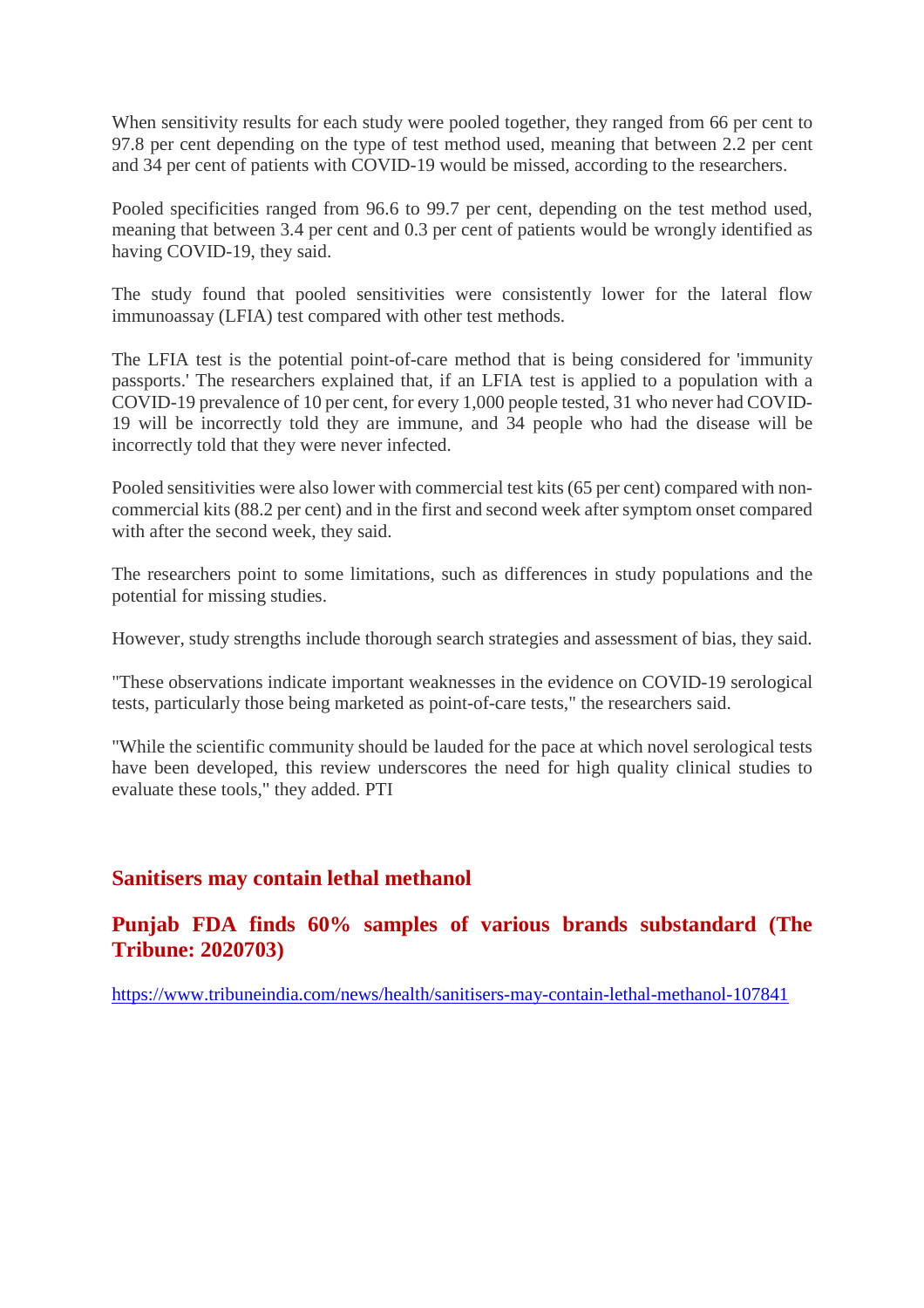When sensitivity results for each study were pooled together, they ranged from 66 per cent to 97.8 per cent depending on the type of test method used, meaning that between 2.2 per cent and 34 per cent of patients with COVID-19 would be missed, according to the researchers.

Pooled specificities ranged from 96.6 to 99.7 per cent, depending on the test method used, meaning that between 3.4 per cent and 0.3 per cent of patients would be wrongly identified as having COVID-19, they said.

The study found that pooled sensitivities were consistently lower for the lateral flow immunoassay (LFIA) test compared with other test methods.

The LFIA test is the potential point-of-care method that is being considered for 'immunity passports.' The researchers explained that, if an LFIA test is applied to a population with a COVID-19 prevalence of 10 per cent, for every 1,000 people tested, 31 who never had COVID-19 will be incorrectly told they are immune, and 34 people who had the disease will be incorrectly told that they were never infected.

Pooled sensitivities were also lower with commercial test kits (65 per cent) compared with non-commercial kits (88.2 per cent) and in the first and second week after symptom onset compared with after the second week, they said.

The researchers point to some limitations, such as differences in study populations and the potential for missing studies.

However, study strengths include thorough search strategies and assessment of bias, they said.

"These observations indicate important weaknesses in the evidence on COVID-19 serological tests, particularly those being marketed as point-of-care tests," the researchers said.

"While the scientific community should be lauded for the pace at which novel serological tests have been developed, this review underscores the need for high quality clinical studies to evaluate these tools," they added. PTI

## Sanitisers may contain lethal methanol

## Punjab FDA finds 60% samples of various brands substandard (The Tribune: 2020703)

https://www.tribuneindia.com/news/health/sanitisers-may-contain-lethal-methanol-107841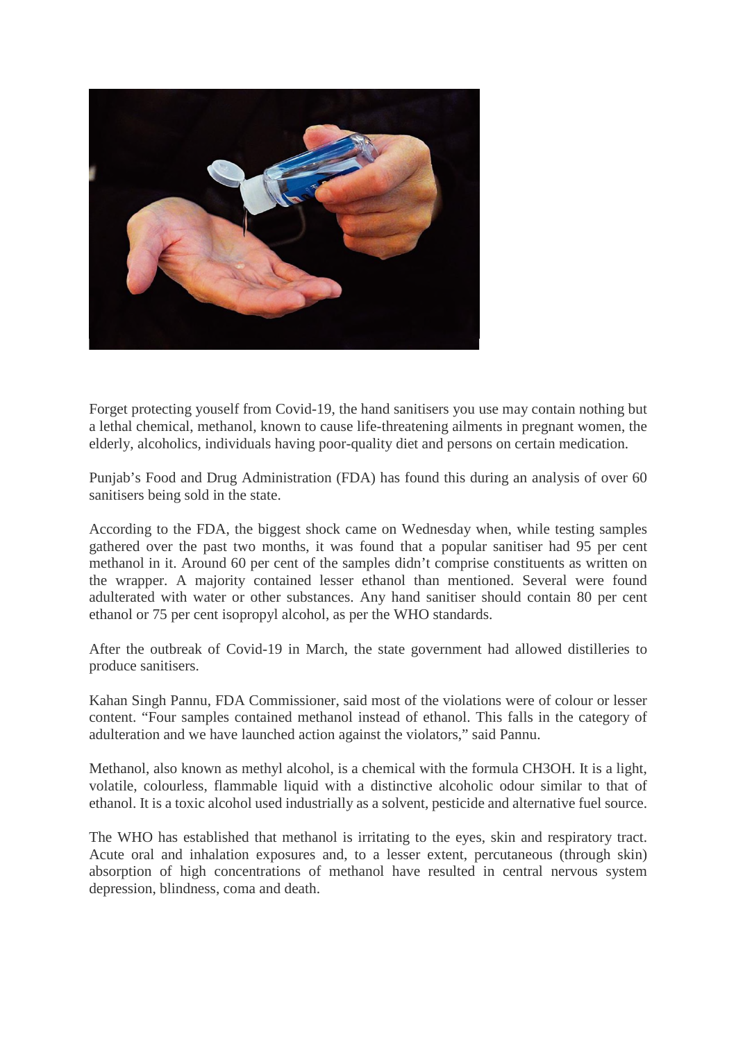Forget protecting youself from Covid-19, the hand sanitisers you use may contain nothing but a lethal chemical, methanol, known to cause life-threatening ailments in pregnant women, the elderly, alcoholics, individuals having poor-quality diet and persons on certain medication.

Punjab's Food and Drug Administration (FDA) has found this during an analysis of over 60 sanitisers being sold in the state.

According to the FDA, the biggest shock came on Wednesday when, while testing samples gathered over the past two months, it was found that a popular sanitiser had 95 per cent methanol in it. Around 60 per cent of the samples didn't comprise constituents as written on the wrapper. A majority contained lesser ethanol than mentioned. Several were found adulterated with water or other substances. Any hand sanitiser should contain 80 per cent ethanol or 75 per cent isopropyl alcohol, as per the WHO standards.

After the outbreak of Covid-19 in March, the state government had allowed distilleries to produce sanitisers.

Kahan Singh Pannu, FDA Commissioner, said most of the violations were of colour or lesser content. "Four samples contained methanol instead of ethanol. This falls in the category of adulteration and we have launched action against the violators," said Pannu.

Methanol, also known as methyl alcohol, is a chemical with the formula $CH_3OH$. It is a light, volatile, colourless, flammable liquid with a distinctive alcoholic odour similar to that of ethanol. It is a toxic alcohol used industrially as a solvent, pesticide and alternative fuel source.

The WHO has established that methanol is irritating to the eyes, skin and respiratory tract. Acute oral and inhalation exposures and, to a lesser extent, percutaneous (through skin) absorption of high concentrations of methanol have resulted in central nervous system depression, blindness, coma and death.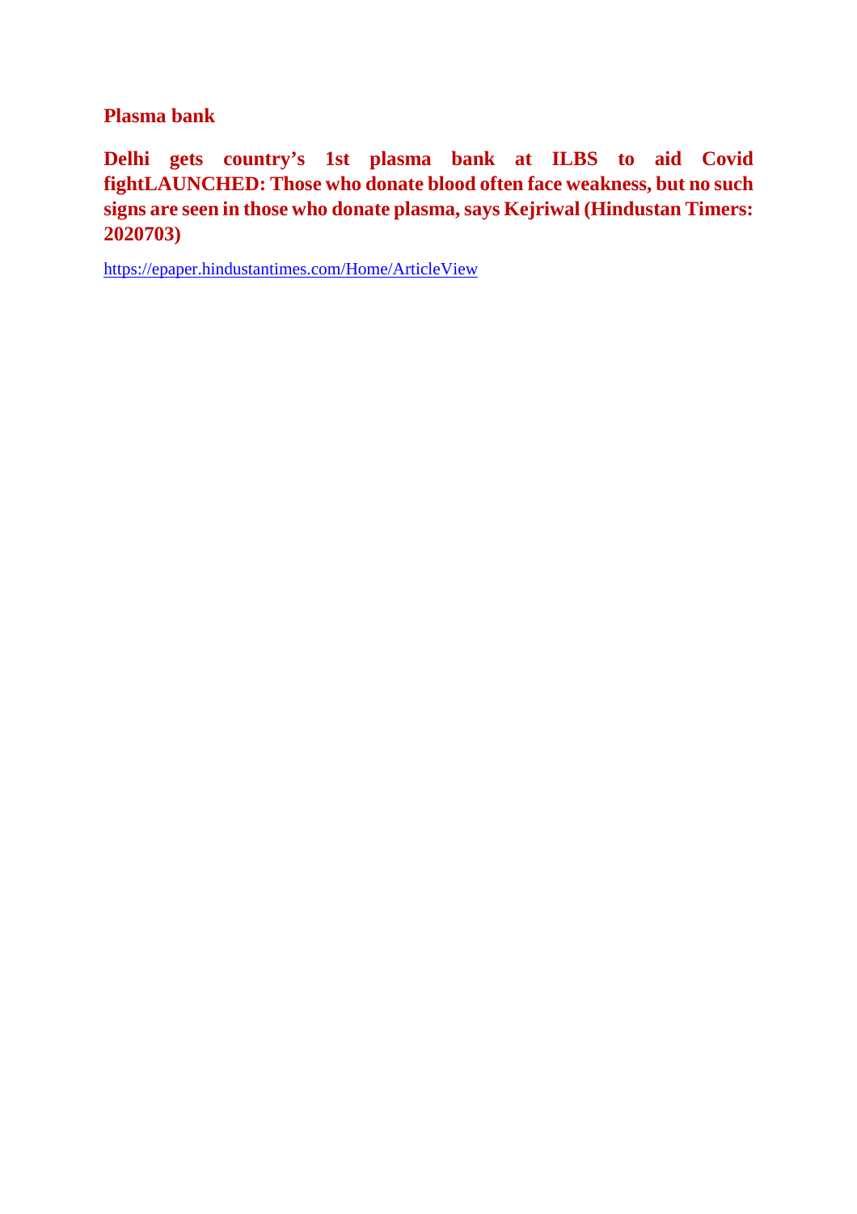## Plasma bank

**Delhi gets country's 1st plasma bank at ILBS to aid Covid fightLAUNCHED: Those who donate blood often face weakness, but no such signs are seen in those who donate plasma, says Kejriwal (Hindustan Timers: 2020703)**

https://epaper.hindustantimes.com/Home/ArticleView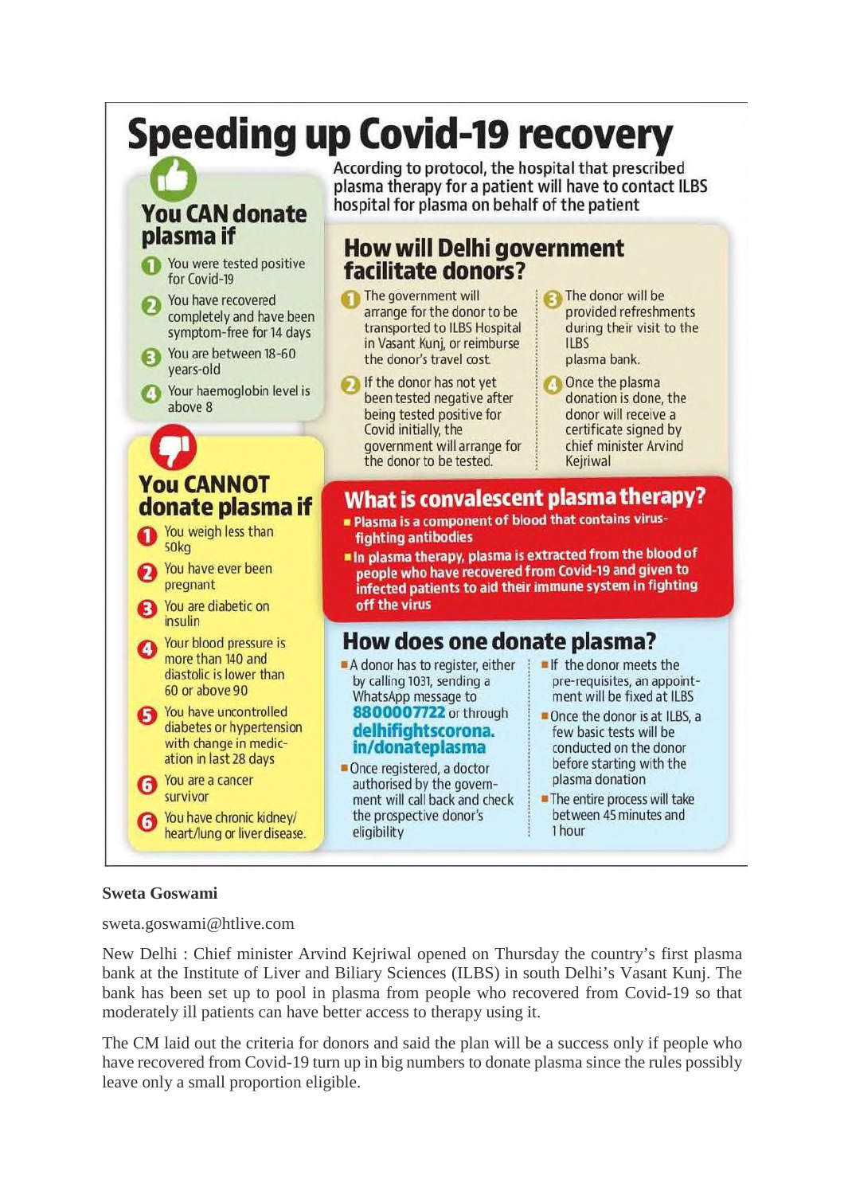# Speeding up Covid-19 recovery

According to protocol, the hospital that prescribed plasma therapy for a patient will have to contact ILBS hospital for plasma on behalf of the patient

## You CAN donate plasma if

1. You were tested positive for Covid-19
2. You have recovered completely and have been symptom-free for 14 days
3. You are between 18-60 years-old
4. Your haemoglobin level is above 8

## You CANNOT donate plasma if

1. You weigh less than 50kg
2. You have ever been pregnant
3. You are diabetic on insulin
4. Your blood pressure is more than 140 and diastolic is lower than 60 or above 90
5. You have uncontrolled diabetes or hypertension with change in medication in last 28 days
6. You are a cancer survivor
6. You have chronic kidney/heart/lung or liver disease.

## How will Delhi government facilitate donors?

1. The government will arrange for the donor to be transported to ILBS Hospital in Vasant Kunj, or reimburse the donor's travel cost.
2. If the donor has not yet been tested negative after being tested positive for Covid initially, the government will arrange for the donor to be tested.
3. The donor will be provided refreshments during their visit to the ILBS plasma bank.
4. Once the plasma donation is done, the donor will receive a certificate signed by chief minister Arvind Kejriwal

## What is convalescent plasma therapy?

- **Plasma is a component of blood that contains virus-fighting antibodies**
- **In plasma therapy, plasma is extracted from the blood of people who have recovered from Covid-19 and given to infected patients to aid their immune system in fighting off the virus**

## How does one donate plasma?

- A donor has to register, either by calling 1031, sending a WhatsApp message to **8800007722** or through **delhifightscorona.in/donateplasma**
- Once registered, a doctor authorised by the government will call back and check the prospective donor's eligibility
- If the donor meets the pre-requisites, an appointment will be fixed at ILBS
- Once the donor is at ILBS, a few basic tests will be conducted on the donor before starting with the plasma donation
- The entire process will take between 45 minutes and 1 hour

**Sweta Goswami**

sweta.goswami@htlive.com

New Delhi : Chief minister Arvind Kejriwal opened on Thursday the country's first plasma bank at the Institute of Liver and Biliary Sciences (ILBS) in south Delhi's Vasant Kunj. The bank has been set up to pool in plasma from people who recovered from Covid-19 so that moderately ill patients can have better access to therapy using it.

The CM laid out the criteria for donors and said the plan will be a success only if people who have recovered from Covid-19 turn up in big numbers to donate plasma since the rules possibly leave only a small proportion eligible.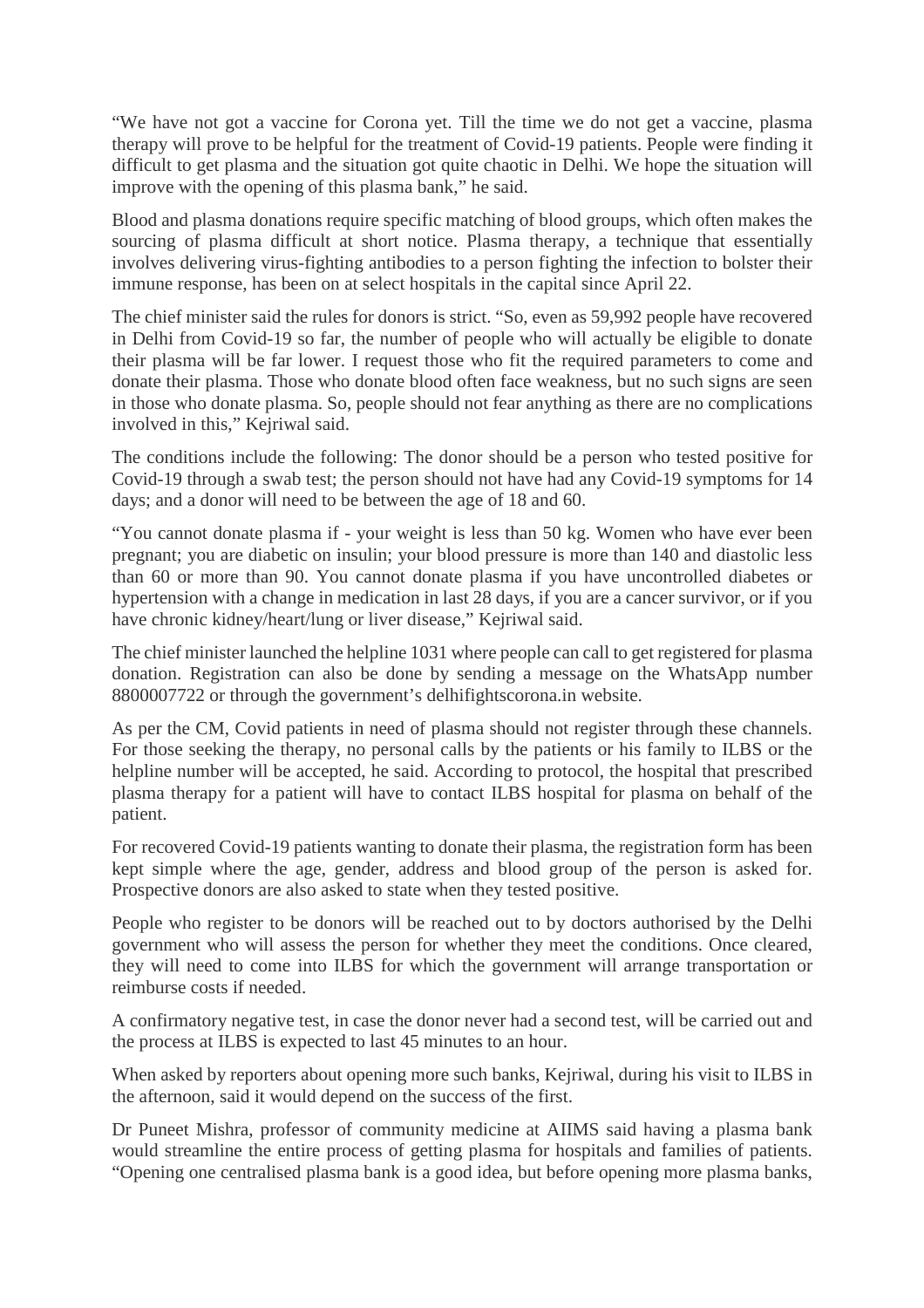"We have not got a vaccine for Corona yet. Till the time we do not get a vaccine, plasma therapy will prove to be helpful for the treatment of Covid-19 patients. People were finding it difficult to get plasma and the situation got quite chaotic in Delhi. We hope the situation will improve with the opening of this plasma bank," he said.

Blood and plasma donations require specific matching of blood groups, which often makes the sourcing of plasma difficult at short notice. Plasma therapy, a technique that essentially involves delivering virus-fighting antibodies to a person fighting the infection to bolster their immune response, has been on at select hospitals in the capital since April 22.

The chief minister said the rules for donors is strict. "So, even as 59,992 people have recovered in Delhi from Covid-19 so far, the number of people who will actually be eligible to donate their plasma will be far lower. I request those who fit the required parameters to come and donate their plasma. Those who donate blood often face weakness, but no such signs are seen in those who donate plasma. So, people should not fear anything as there are no complications involved in this," Kejriwal said.

The conditions include the following: The donor should be a person who tested positive for Covid-19 through a swab test; the person should not have had any Covid-19 symptoms for 14 days; and a donor will need to be between the age of 18 and 60.

"You cannot donate plasma if - your weight is less than 50 kg. Women who have ever been pregnant; you are diabetic on insulin; your blood pressure is more than 140 and diastolic less than 60 or more than 90. You cannot donate plasma if you have uncontrolled diabetes or hypertension with a change in medication in last 28 days, if you are a cancer survivor, or if you have chronic kidney/heart/lung or liver disease," Kejriwal said.

The chief minister launched the helpline 1031 where people can call to get registered for plasma donation. Registration can also be done by sending a message on the WhatsApp number 8800007722 or through the government's delhifightscorona.in website.

As per the CM, Covid patients in need of plasma should not register through these channels. For those seeking the therapy, no personal calls by the patients or his family to ILBS or the helpline number will be accepted, he said. According to protocol, the hospital that prescribed plasma therapy for a patient will have to contact ILBS hospital for plasma on behalf of the patient.

For recovered Covid-19 patients wanting to donate their plasma, the registration form has been kept simple where the age, gender, address and blood group of the person is asked for. Prospective donors are also asked to state when they tested positive.

People who register to be donors will be reached out to by doctors authorised by the Delhi government who will assess the person for whether they meet the conditions. Once cleared, they will need to come into ILBS for which the government will arrange transportation or reimburse costs if needed.

A confirmatory negative test, in case the donor never had a second test, will be carried out and the process at ILBS is expected to last 45 minutes to an hour.

When asked by reporters about opening more such banks, Kejriwal, during his visit to ILBS in the afternoon, said it would depend on the success of the first.

Dr Puneet Mishra, professor of community medicine at AIIMS said having a plasma bank would streamline the entire process of getting plasma for hospitals and families of patients. "Opening one centralised plasma bank is a good idea, but before opening more plasma banks,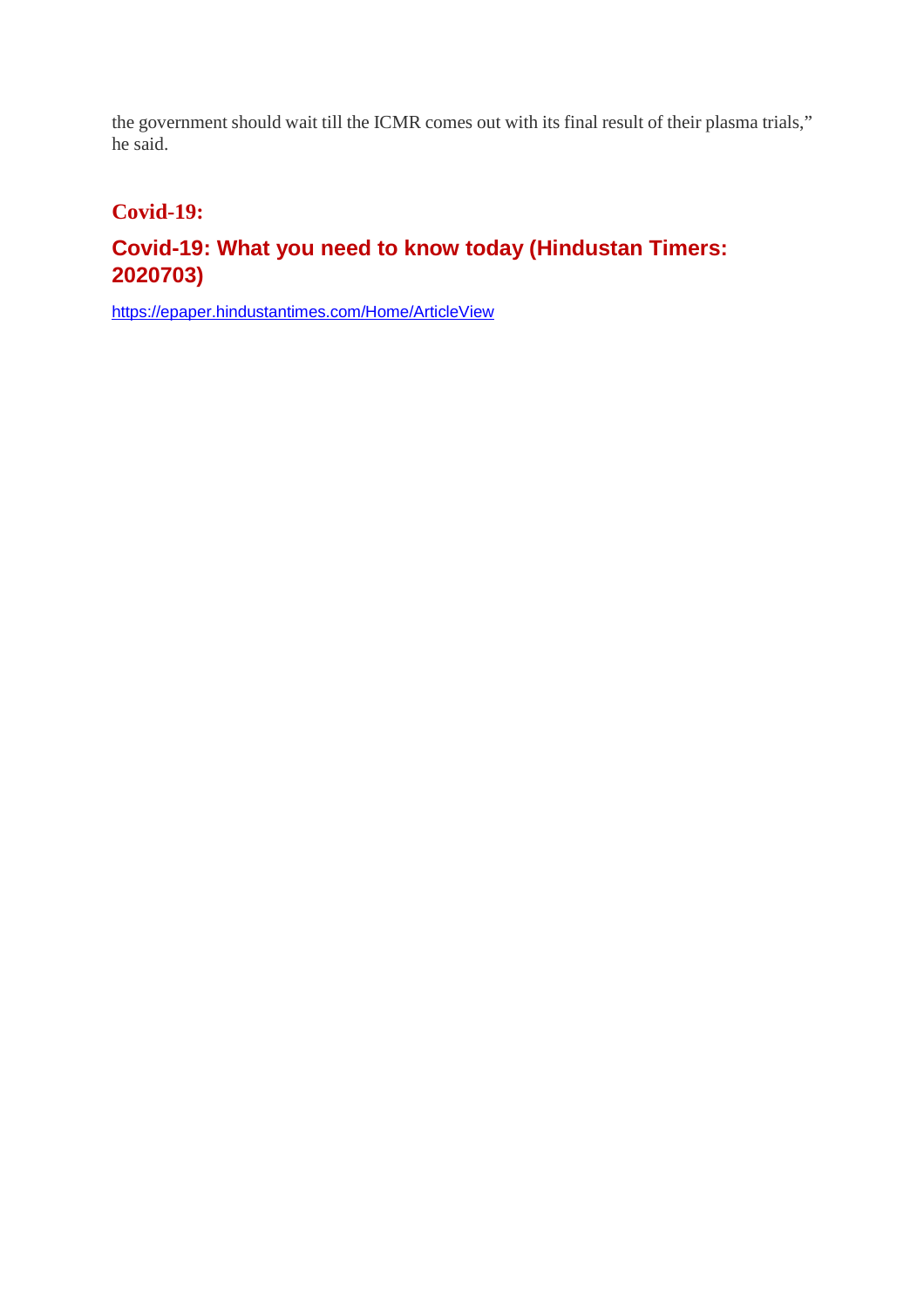the government should wait till the ICMR comes out with its final result of their plasma trials," he said.

## Covid-19:

### Covid-19: What you need to know today (Hindustan Timers: 2020703)

https://epaper.hindustantimes.com/Home/ArticleView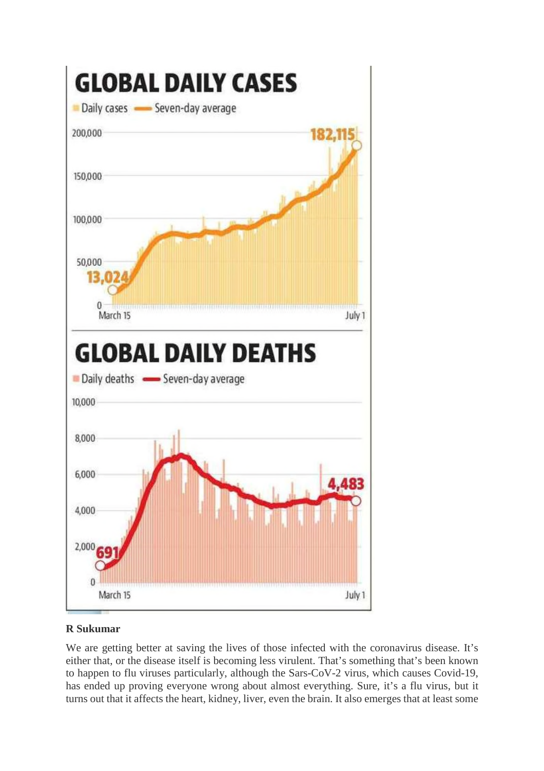## GLOBAL DAILY CASES

Daily cases — Seven-day average

200,000 | 150,000 | 100,000 | 50,000 | 0

13,024 (March 15) — 182,115 (July 1)

## GLOBAL DAILY DEATHS

Daily deaths — Seven-day average

10,000 | 8,000 | 6,000 | 4,000 | 2,000 | 0

691 (March 15) — 4,483 (July 1)

**R Sukumar**

We are getting better at saving the lives of those infected with the coronavirus disease. It's either that, or the disease itself is becoming less virulent. That's something that's been known to happen to flu viruses particularly, although the Sars-CoV-2 virus, which causes Covid-19, has ended up proving everyone wrong about almost everything. Sure, it's a flu virus, but it turns out that it affects the heart, kidney, liver, even the brain. It also emerges that at least some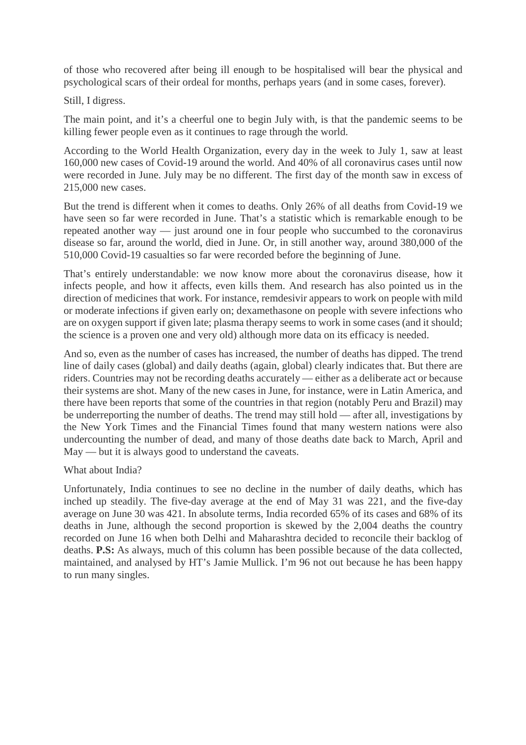of those who recovered after being ill enough to be hospitalised will bear the physical and psychological scars of their ordeal for months, perhaps years (and in some cases, forever).

Still, I digress.

The main point, and it's a cheerful one to begin July with, is that the pandemic seems to be killing fewer people even as it continues to rage through the world.

According to the World Health Organization, every day in the week to July 1, saw at least 160,000 new cases of Covid-19 around the world. And 40% of all coronavirus cases until now were recorded in June. July may be no different. The first day of the month saw in excess of 215,000 new cases.

But the trend is different when it comes to deaths. Only 26% of all deaths from Covid-19 we have seen so far were recorded in June. That's a statistic which is remarkable enough to be repeated another way — just around one in four people who succumbed to the coronavirus disease so far, around the world, died in June. Or, in still another way, around 380,000 of the 510,000 Covid-19 casualties so far were recorded before the beginning of June.

That's entirely understandable: we now know more about the coronavirus disease, how it infects people, and how it affects, even kills them. And research has also pointed us in the direction of medicines that work. For instance, remdesivir appears to work on people with mild or moderate infections if given early on; dexamethasone on people with severe infections who are on oxygen support if given late; plasma therapy seems to work in some cases (and it should; the science is a proven one and very old) although more data on its efficacy is needed.

And so, even as the number of cases has increased, the number of deaths has dipped. The trend line of daily cases (global) and daily deaths (again, global) clearly indicates that. But there are riders. Countries may not be recording deaths accurately — either as a deliberate act or because their systems are shot. Many of the new cases in June, for instance, were in Latin America, and there have been reports that some of the countries in that region (notably Peru and Brazil) may be underreporting the number of deaths. The trend may still hold — after all, investigations by the New York Times and the Financial Times found that many western nations were also undercounting the number of dead, and many of those deaths date back to March, April and May — but it is always good to understand the caveats.

What about India?

Unfortunately, India continues to see no decline in the number of daily deaths, which has inched up steadily. The five-day average at the end of May 31 was 221, and the five-day average on June 30 was 421. In absolute terms, India recorded 65% of its cases and 68% of its deaths in June, although the second proportion is skewed by the 2,004 deaths the country recorded on June 16 when both Delhi and Maharashtra decided to reconcile their backlog of deaths. **P.S:** As always, much of this column has been possible because of the data collected, maintained, and analysed by HT's Jamie Mullick. I'm 96 not out because he has been happy to run many singles.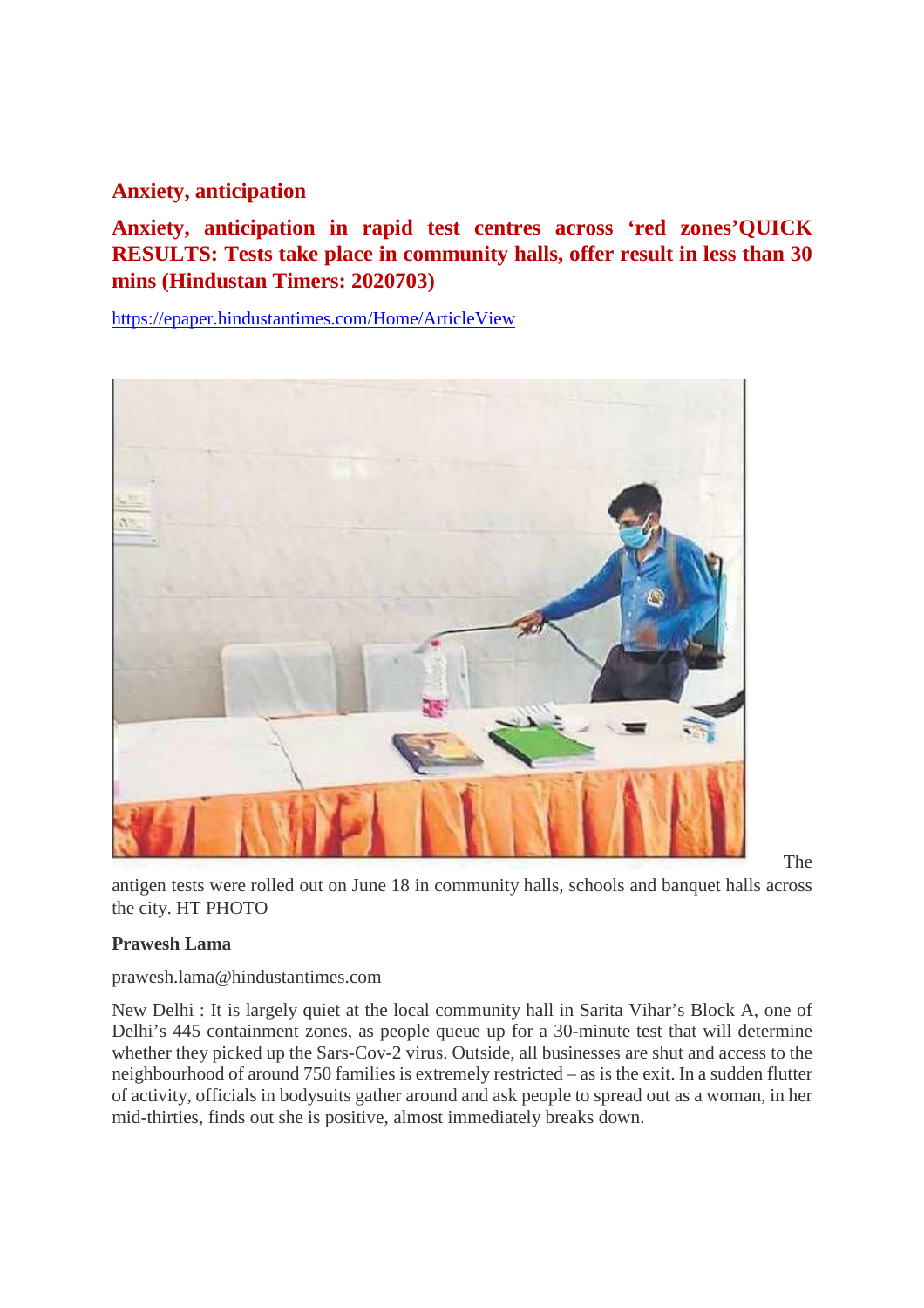## Anxiety, anticipation

## Anxiety, anticipation in rapid test centres across 'red zones'QUICK RESULTS: Tests take place in community halls, offer result in less than 30 mins (Hindustan Timers: 2020703)

https://epaper.hindustantimes.com/Home/ArticleView

The antigen tests were rolled out on June 18 in community halls, schools and banquet halls across the city. HT PHOTO

**Prawesh Lama**

prawesh.lama@hindustantimes.com

New Delhi : It is largely quiet at the local community hall in Sarita Vihar's Block A, one of Delhi's 445 containment zones, as people queue up for a 30-minute test that will determine whether they picked up the Sars-Cov-2 virus. Outside, all businesses are shut and access to the neighbourhood of around 750 families is extremely restricted – as is the exit. In a sudden flutter of activity, officials in bodysuits gather around and ask people to spread out as a woman, in her mid-thirties, finds out she is positive, almost immediately breaks down.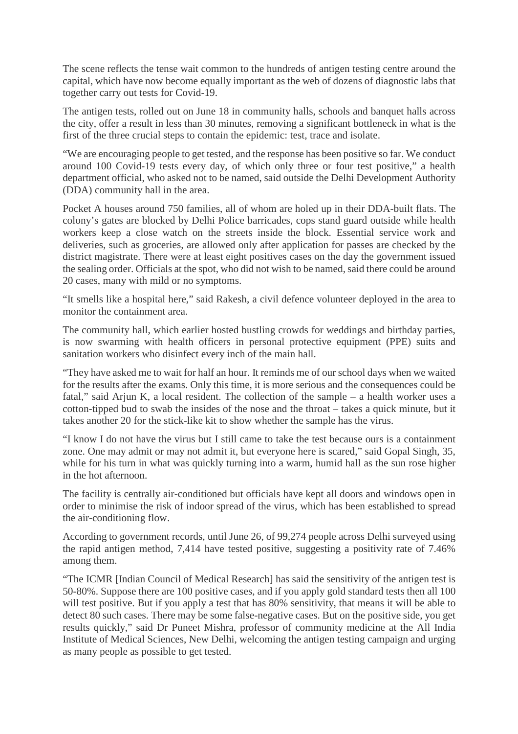The scene reflects the tense wait common to the hundreds of antigen testing centre around the capital, which have now become equally important as the web of dozens of diagnostic labs that together carry out tests for Covid-19.

The antigen tests, rolled out on June 18 in community halls, schools and banquet halls across the city, offer a result in less than 30 minutes, removing a significant bottleneck in what is the first of the three crucial steps to contain the epidemic: test, trace and isolate.

"We are encouraging people to get tested, and the response has been positive so far. We conduct around 100 Covid-19 tests every day, of which only three or four test positive," a health department official, who asked not to be named, said outside the Delhi Development Authority (DDA) community hall in the area.

Pocket A houses around 750 families, all of whom are holed up in their DDA-built flats. The colony's gates are blocked by Delhi Police barricades, cops stand guard outside while health workers keep a close watch on the streets inside the block. Essential service work and deliveries, such as groceries, are allowed only after application for passes are checked by the district magistrate. There were at least eight positives cases on the day the government issued the sealing order. Officials at the spot, who did not wish to be named, said there could be around 20 cases, many with mild or no symptoms.

"It smells like a hospital here," said Rakesh, a civil defence volunteer deployed in the area to monitor the containment area.

The community hall, which earlier hosted bustling crowds for weddings and birthday parties, is now swarming with health officers in personal protective equipment (PPE) suits and sanitation workers who disinfect every inch of the main hall.

"They have asked me to wait for half an hour. It reminds me of our school days when we waited for the results after the exams. Only this time, it is more serious and the consequences could be fatal," said Arjun K, a local resident. The collection of the sample – a health worker uses a cotton-tipped bud to swab the insides of the nose and the throat – takes a quick minute, but it takes another 20 for the stick-like kit to show whether the sample has the virus.

"I know I do not have the virus but I still came to take the test because ours is a containment zone. One may admit or may not admit it, but everyone here is scared," said Gopal Singh, 35, while for his turn in what was quickly turning into a warm, humid hall as the sun rose higher in the hot afternoon.

The facility is centrally air-conditioned but officials have kept all doors and windows open in order to minimise the risk of indoor spread of the virus, which has been established to spread the air-conditioning flow.

According to government records, until June 26, of 99,274 people across Delhi surveyed using the rapid antigen method, 7,414 have tested positive, suggesting a positivity rate of 7.46% among them.

"The ICMR [Indian Council of Medical Research] has said the sensitivity of the antigen test is 50-80%. Suppose there are 100 positive cases, and if you apply gold standard tests then all 100 will test positive. But if you apply a test that has 80% sensitivity, that means it will be able to detect 80 such cases. There may be some false-negative cases. But on the positive side, you get results quickly," said Dr Puneet Mishra, professor of community medicine at the All India Institute of Medical Sciences, New Delhi, welcoming the antigen testing campaign and urging as many people as possible to get tested.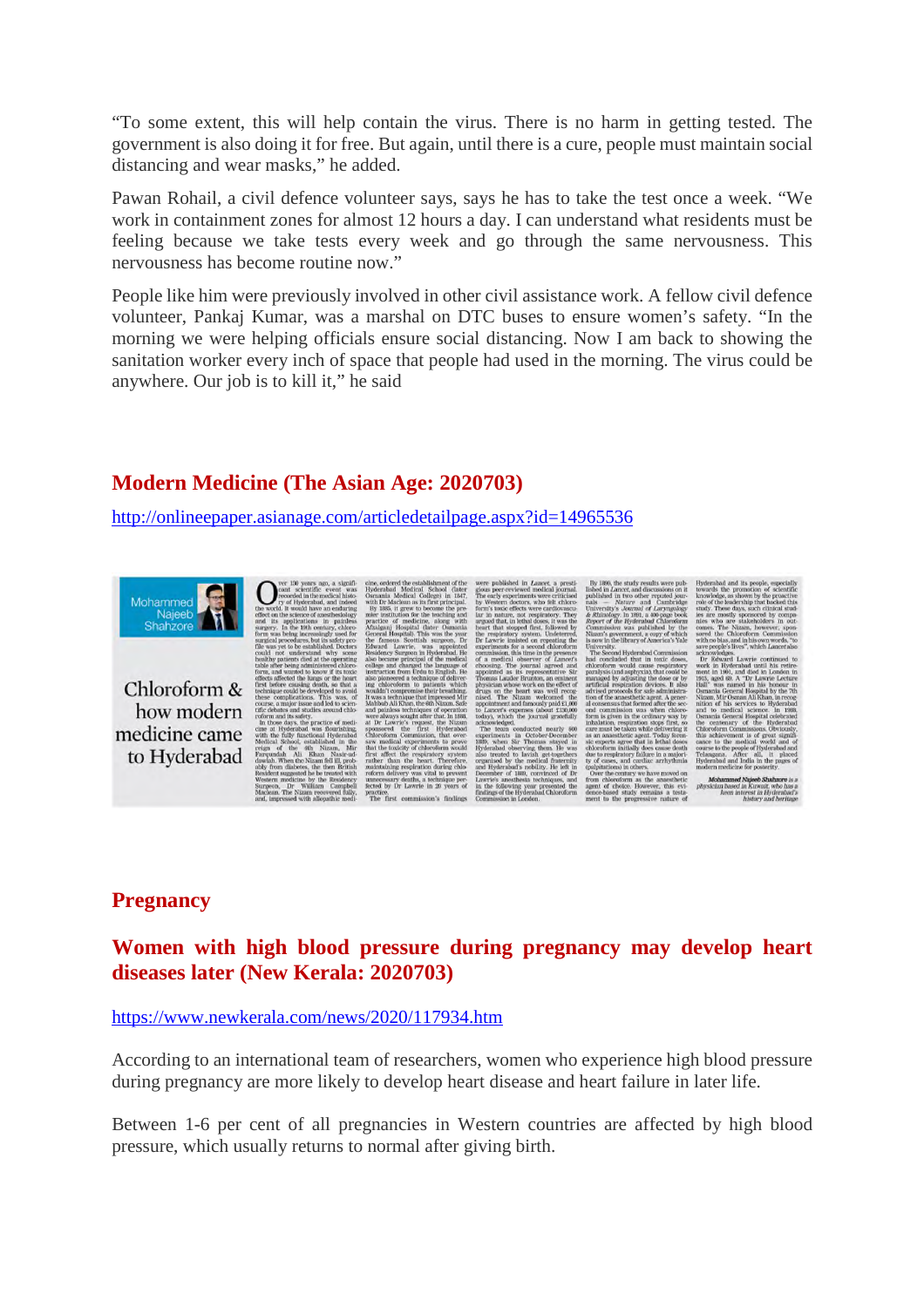"To some extent, this will help contain the virus. There is no harm in getting tested. The government is also doing it for free. But again, until there is a cure, people must maintain social distancing and wear masks," he added.

Pawan Rohail, a civil defence volunteer says, says he has to take the test once a week. "We work in containment zones for almost 12 hours a day. I can understand what residents must be feeling because we take tests every week and go through the same nervousness. This nervousness has become routine now."

People like him were previously involved in other civil assistance work. A fellow civil defence volunteer, Pankaj Kumar, was a marshal on DTC buses to ensure women's safety. "In the morning we were helping officials ensure social distancing. Now I am back to showing the sanitation worker every inch of space that people had used in the morning. The virus could be anywhere. Our job is to kill it," he said

## Modern Medicine (The Asian Age: 2020703)

http://onlineepaper.asianage.com/articledetailpage.aspx?id=14965536

## Pregnancy

## Women with high blood pressure during pregnancy may develop heart diseases later (New Kerala: 2020703)

https://www.newkerala.com/news/2020/117934.htm

According to an international team of researchers, women who experience high blood pressure during pregnancy are more likely to develop heart disease and heart failure in later life.

Between 1-6 per cent of all pregnancies in Western countries are affected by high blood pressure, which usually returns to normal after giving birth.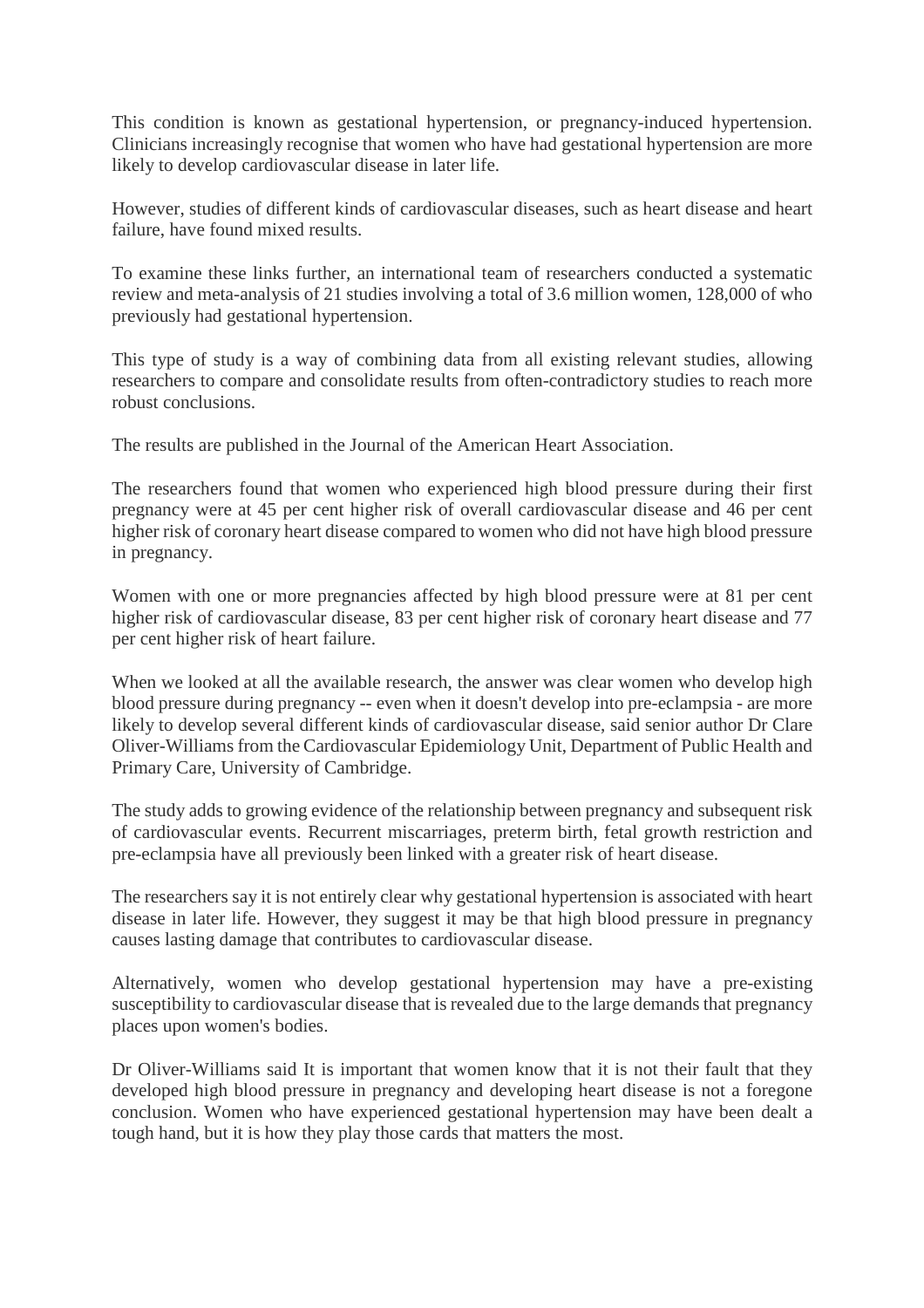This condition is known as gestational hypertension, or pregnancy-induced hypertension. Clinicians increasingly recognise that women who have had gestational hypertension are more likely to develop cardiovascular disease in later life.

However, studies of different kinds of cardiovascular diseases, such as heart disease and heart failure, have found mixed results.

To examine these links further, an international team of researchers conducted a systematic review and meta-analysis of 21 studies involving a total of 3.6 million women, 128,000 of who previously had gestational hypertension.

This type of study is a way of combining data from all existing relevant studies, allowing researchers to compare and consolidate results from often-contradictory studies to reach more robust conclusions.

The results are published in the Journal of the American Heart Association.

The researchers found that women who experienced high blood pressure during their first pregnancy were at 45 per cent higher risk of overall cardiovascular disease and 46 per cent higher risk of coronary heart disease compared to women who did not have high blood pressure in pregnancy.

Women with one or more pregnancies affected by high blood pressure were at 81 per cent higher risk of cardiovascular disease, 83 per cent higher risk of coronary heart disease and 77 per cent higher risk of heart failure.

When we looked at all the available research, the answer was clear women who develop high blood pressure during pregnancy -- even when it doesn't develop into pre-eclampsia - are more likely to develop several different kinds of cardiovascular disease, said senior author Dr Clare Oliver-Williams from the Cardiovascular Epidemiology Unit, Department of Public Health and Primary Care, University of Cambridge.

The study adds to growing evidence of the relationship between pregnancy and subsequent risk of cardiovascular events. Recurrent miscarriages, preterm birth, fetal growth restriction and pre-eclampsia have all previously been linked with a greater risk of heart disease.

The researchers say it is not entirely clear why gestational hypertension is associated with heart disease in later life. However, they suggest it may be that high blood pressure in pregnancy causes lasting damage that contributes to cardiovascular disease.

Alternatively, women who develop gestational hypertension may have a pre-existing susceptibility to cardiovascular disease that is revealed due to the large demands that pregnancy places upon women's bodies.

Dr Oliver-Williams said It is important that women know that it is not their fault that they developed high blood pressure in pregnancy and developing heart disease is not a foregone conclusion. Women who have experienced gestational hypertension may have been dealt a tough hand, but it is how they play those cards that matters the most.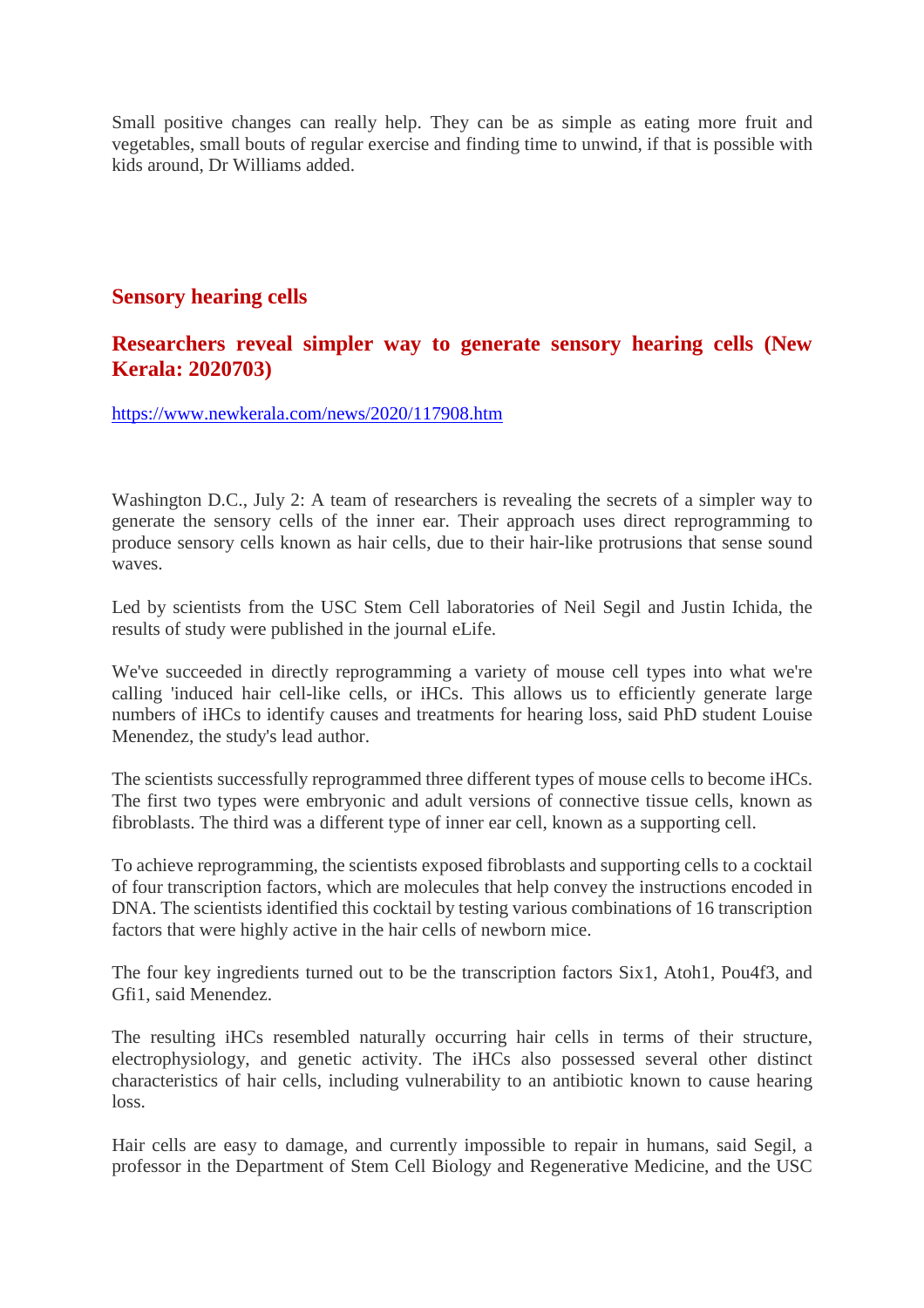Small positive changes can really help. They can be as simple as eating more fruit and vegetables, small bouts of regular exercise and finding time to unwind, if that is possible with kids around, Dr Williams added.

## Sensory hearing cells

## Researchers reveal simpler way to generate sensory hearing cells (New Kerala: 2020703)

https://www.newkerala.com/news/2020/117908.htm

Washington D.C., July 2: A team of researchers is revealing the secrets of a simpler way to generate the sensory cells of the inner ear. Their approach uses direct reprogramming to produce sensory cells known as hair cells, due to their hair-like protrusions that sense sound waves.

Led by scientists from the USC Stem Cell laboratories of Neil Segil and Justin Ichida, the results of study were published in the journal eLife.

We've succeeded in directly reprogramming a variety of mouse cell types into what we're calling 'induced hair cell-like cells, or iHCs. This allows us to efficiently generate large numbers of iHCs to identify causes and treatments for hearing loss, said PhD student Louise Menendez, the study's lead author.

The scientists successfully reprogrammed three different types of mouse cells to become iHCs. The first two types were embryonic and adult versions of connective tissue cells, known as fibroblasts. The third was a different type of inner ear cell, known as a supporting cell.

To achieve reprogramming, the scientists exposed fibroblasts and supporting cells to a cocktail of four transcription factors, which are molecules that help convey the instructions encoded in DNA. The scientists identified this cocktail by testing various combinations of 16 transcription factors that were highly active in the hair cells of newborn mice.

The four key ingredients turned out to be the transcription factors Six1, Atoh1, Pou4f3, and Gfi1, said Menendez.

The resulting iHCs resembled naturally occurring hair cells in terms of their structure, electrophysiology, and genetic activity. The iHCs also possessed several other distinct characteristics of hair cells, including vulnerability to an antibiotic known to cause hearing loss.

Hair cells are easy to damage, and currently impossible to repair in humans, said Segil, a professor in the Department of Stem Cell Biology and Regenerative Medicine, and the USC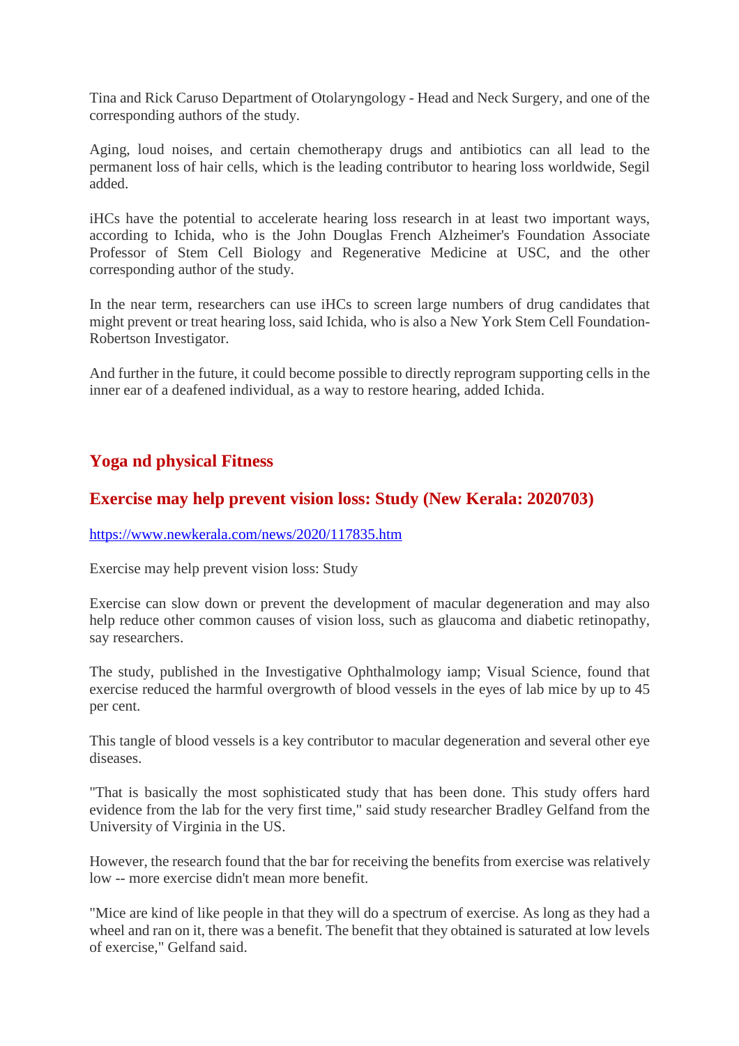Tina and Rick Caruso Department of Otolaryngology - Head and Neck Surgery, and one of the corresponding authors of the study.

Aging, loud noises, and certain chemotherapy drugs and antibiotics can all lead to the permanent loss of hair cells, which is the leading contributor to hearing loss worldwide, Segil added.

iHCs have the potential to accelerate hearing loss research in at least two important ways, according to Ichida, who is the John Douglas French Alzheimer's Foundation Associate Professor of Stem Cell Biology and Regenerative Medicine at USC, and the other corresponding author of the study.

In the near term, researchers can use iHCs to screen large numbers of drug candidates that might prevent or treat hearing loss, said Ichida, who is also a New York Stem Cell Foundation-Robertson Investigator.

And further in the future, it could become possible to directly reprogram supporting cells in the inner ear of a deafened individual, as a way to restore hearing, added Ichida.

## Yoga nd physical Fitness

### Exercise may help prevent vision loss: Study (New Kerala: 2020703)

https://www.newkerala.com/news/2020/117835.htm

Exercise may help prevent vision loss: Study

Exercise can slow down or prevent the development of macular degeneration and may also help reduce other common causes of vision loss, such as glaucoma and diabetic retinopathy, say researchers.

The study, published in the Investigative Ophthalmology iamp; Visual Science, found that exercise reduced the harmful overgrowth of blood vessels in the eyes of lab mice by up to 45 per cent.

This tangle of blood vessels is a key contributor to macular degeneration and several other eye diseases.

"That is basically the most sophisticated study that has been done. This study offers hard evidence from the lab for the very first time," said study researcher Bradley Gelfand from the University of Virginia in the US.

However, the research found that the bar for receiving the benefits from exercise was relatively low -- more exercise didn't mean more benefit.

"Mice are kind of like people in that they will do a spectrum of exercise. As long as they had a wheel and ran on it, there was a benefit. The benefit that they obtained is saturated at low levels of exercise," Gelfand said.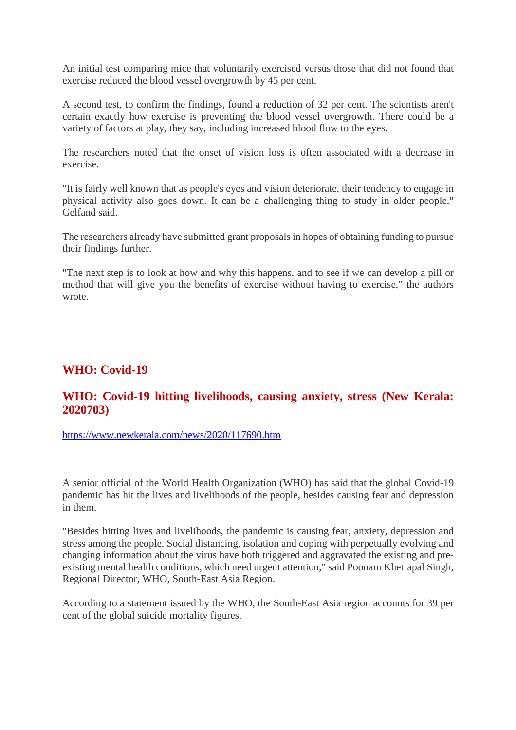An initial test comparing mice that voluntarily exercised versus those that did not found that exercise reduced the blood vessel overgrowth by 45 per cent.

A second test, to confirm the findings, found a reduction of 32 per cent. The scientists aren't certain exactly how exercise is preventing the blood vessel overgrowth. There could be a variety of factors at play, they say, including increased blood flow to the eyes.

The researchers noted that the onset of vision loss is often associated with a decrease in exercise.

"It is fairly well known that as people's eyes and vision deteriorate, their tendency to engage in physical activity also goes down. It can be a challenging thing to study in older people," Gelfand said.

The researchers already have submitted grant proposals in hopes of obtaining funding to pursue their findings further.

"The next step is to look at how and why this happens, and to see if we can develop a pill or method that will give you the benefits of exercise without having to exercise," the authors wrote.

## WHO: Covid-19

### WHO: Covid-19 hitting livelihoods, causing anxiety, stress (New Kerala: 2020703)

https://www.newkerala.com/news/2020/117690.htm

A senior official of the World Health Organization (WHO) has said that the global Covid-19 pandemic has hit the lives and livelihoods of the people, besides causing fear and depression in them.

"Besides hitting lives and livelihoods, the pandemic is causing fear, anxiety, depression and stress among the people. Social distancing, isolation and coping with perpetually evolving and changing information about the virus have both triggered and aggravated the existing and pre-existing mental health conditions, which need urgent attention," said Poonam Khetrapal Singh, Regional Director, WHO, South-East Asia Region.

According to a statement issued by the WHO, the South-East Asia region accounts for 39 per cent of the global suicide mortality figures.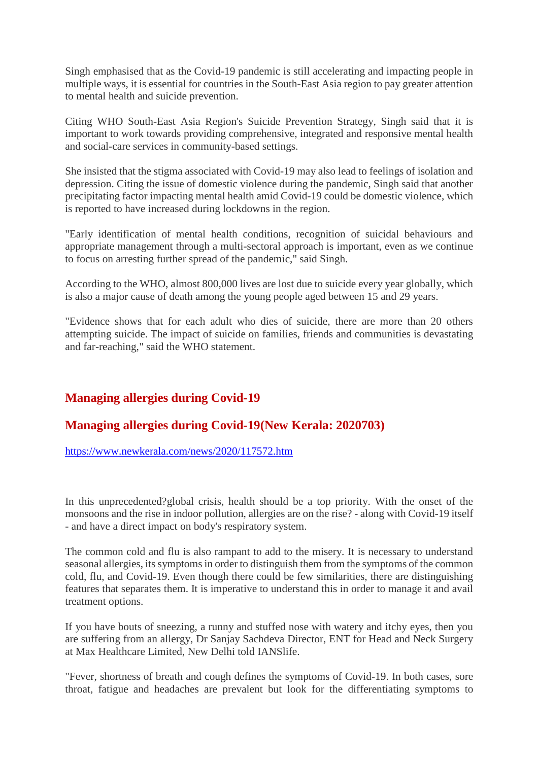Singh emphasised that as the Covid-19 pandemic is still accelerating and impacting people in multiple ways, it is essential for countries in the South-East Asia region to pay greater attention to mental health and suicide prevention.

Citing WHO South-East Asia Region's Suicide Prevention Strategy, Singh said that it is important to work towards providing comprehensive, integrated and responsive mental health and social-care services in community-based settings.

She insisted that the stigma associated with Covid-19 may also lead to feelings of isolation and depression. Citing the issue of domestic violence during the pandemic, Singh said that another precipitating factor impacting mental health amid Covid-19 could be domestic violence, which is reported to have increased during lockdowns in the region.

"Early identification of mental health conditions, recognition of suicidal behaviours and appropriate management through a multi-sectoral approach is important, even as we continue to focus on arresting further spread of the pandemic," said Singh.

According to the WHO, almost 800,000 lives are lost due to suicide every year globally, which is also a major cause of death among the young people aged between 15 and 29 years.

"Evidence shows that for each adult who dies of suicide, there are more than 20 others attempting suicide. The impact of suicide on families, friends and communities is devastating and far-reaching," said the WHO statement.

## Managing allergies during Covid-19

## Managing allergies during Covid-19(New Kerala: 2020703)

https://www.newkerala.com/news/2020/117572.htm

In this unprecedented?global crisis, health should be a top priority. With the onset of the monsoons and the rise in indoor pollution, allergies are on the rise? - along with Covid-19 itself - and have a direct impact on body's respiratory system.

The common cold and flu is also rampant to add to the misery. It is necessary to understand seasonal allergies, its symptoms in order to distinguish them from the symptoms of the common cold, flu, and Covid-19. Even though there could be few similarities, there are distinguishing features that separates them. It is imperative to understand this in order to manage it and avail treatment options.

If you have bouts of sneezing, a runny and stuffed nose with watery and itchy eyes, then you are suffering from an allergy, Dr Sanjay Sachdeva Director, ENT for Head and Neck Surgery at Max Healthcare Limited, New Delhi told IANSlife.

"Fever, shortness of breath and cough defines the symptoms of Covid-19. In both cases, sore throat, fatigue and headaches are prevalent but look for the differentiating symptoms to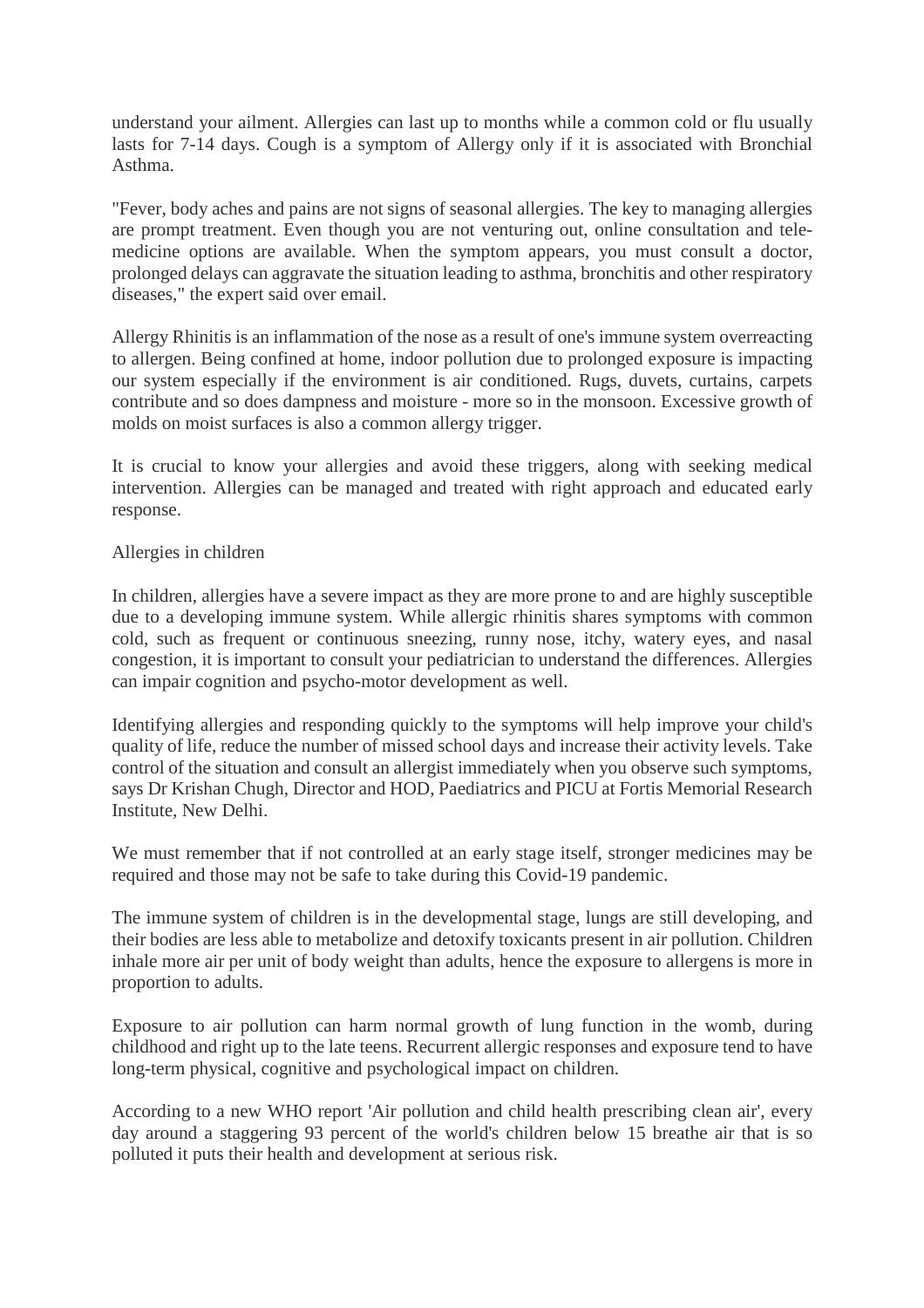understand your ailment. Allergies can last up to months while a common cold or flu usually lasts for 7-14 days. Cough is a symptom of Allergy only if it is associated with Bronchial Asthma.

"Fever, body aches and pains are not signs of seasonal allergies. The key to managing allergies are prompt treatment. Even though you are not venturing out, online consultation and tele-medicine options are available. When the symptom appears, you must consult a doctor, prolonged delays can aggravate the situation leading to asthma, bronchitis and other respiratory diseases," the expert said over email.

Allergy Rhinitis is an inflammation of the nose as a result of one's immune system overreacting to allergen. Being confined at home, indoor pollution due to prolonged exposure is impacting our system especially if the environment is air conditioned. Rugs, duvets, curtains, carpets contribute and so does dampness and moisture - more so in the monsoon. Excessive growth of molds on moist surfaces is also a common allergy trigger.

It is crucial to know your allergies and avoid these triggers, along with seeking medical intervention. Allergies can be managed and treated with right approach and educated early response.

Allergies in children

In children, allergies have a severe impact as they are more prone to and are highly susceptible due to a developing immune system. While allergic rhinitis shares symptoms with common cold, such as frequent or continuous sneezing, runny nose, itchy, watery eyes, and nasal congestion, it is important to consult your pediatrician to understand the differences. Allergies can impair cognition and psycho-motor development as well.

Identifying allergies and responding quickly to the symptoms will help improve your child's quality of life, reduce the number of missed school days and increase their activity levels. Take control of the situation and consult an allergist immediately when you observe such symptoms, says Dr Krishan Chugh, Director and HOD, Paediatrics and PICU at Fortis Memorial Research Institute, New Delhi.

We must remember that if not controlled at an early stage itself, stronger medicines may be required and those may not be safe to take during this Covid-19 pandemic.

The immune system of children is in the developmental stage, lungs are still developing, and their bodies are less able to metabolize and detoxify toxicants present in air pollution. Children inhale more air per unit of body weight than adults, hence the exposure to allergens is more in proportion to adults.

Exposure to air pollution can harm normal growth of lung function in the womb, during childhood and right up to the late teens. Recurrent allergic responses and exposure tend to have long-term physical, cognitive and psychological impact on children.

According to a new WHO report 'Air pollution and child health prescribing clean air', every day around a staggering 93 percent of the world's children below 15 breathe air that is so polluted it puts their health and development at serious risk.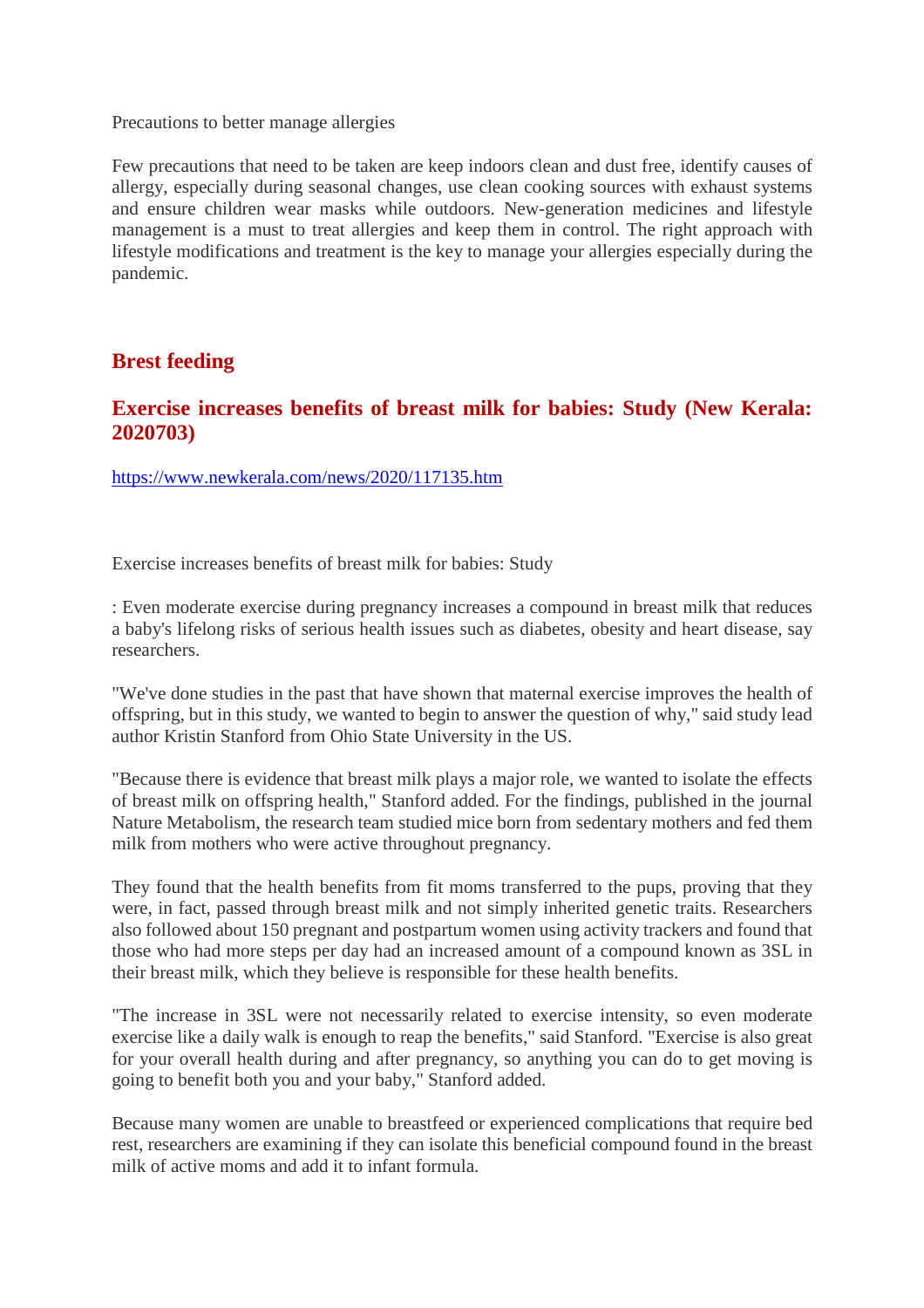Precautions to better manage allergies

Few precautions that need to be taken are keep indoors clean and dust free, identify causes of allergy, especially during seasonal changes, use clean cooking sources with exhaust systems and ensure children wear masks while outdoors. New-generation medicines and lifestyle management is a must to treat allergies and keep them in control. The right approach with lifestyle modifications and treatment is the key to manage your allergies especially during the pandemic.

## Brest feeding

### Exercise increases benefits of breast milk for babies: Study (New Kerala: 2020703)

https://www.newkerala.com/news/2020/117135.htm

Exercise increases benefits of breast milk for babies: Study

: Even moderate exercise during pregnancy increases a compound in breast milk that reduces a baby's lifelong risks of serious health issues such as diabetes, obesity and heart disease, say researchers.

"We've done studies in the past that have shown that maternal exercise improves the health of offspring, but in this study, we wanted to begin to answer the question of why," said study lead author Kristin Stanford from Ohio State University in the US.

"Because there is evidence that breast milk plays a major role, we wanted to isolate the effects of breast milk on offspring health," Stanford added. For the findings, published in the journal Nature Metabolism, the research team studied mice born from sedentary mothers and fed them milk from mothers who were active throughout pregnancy.

They found that the health benefits from fit moms transferred to the pups, proving that they were, in fact, passed through breast milk and not simply inherited genetic traits. Researchers also followed about 150 pregnant and postpartum women using activity trackers and found that those who had more steps per day had an increased amount of a compound known as 3SL in their breast milk, which they believe is responsible for these health benefits.

"The increase in 3SL were not necessarily related to exercise intensity, so even moderate exercise like a daily walk is enough to reap the benefits," said Stanford. "Exercise is also great for your overall health during and after pregnancy, so anything you can do to get moving is going to benefit both you and your baby," Stanford added.

Because many women are unable to breastfeed or experienced complications that require bed rest, researchers are examining if they can isolate this beneficial compound found in the breast milk of active moms and add it to infant formula.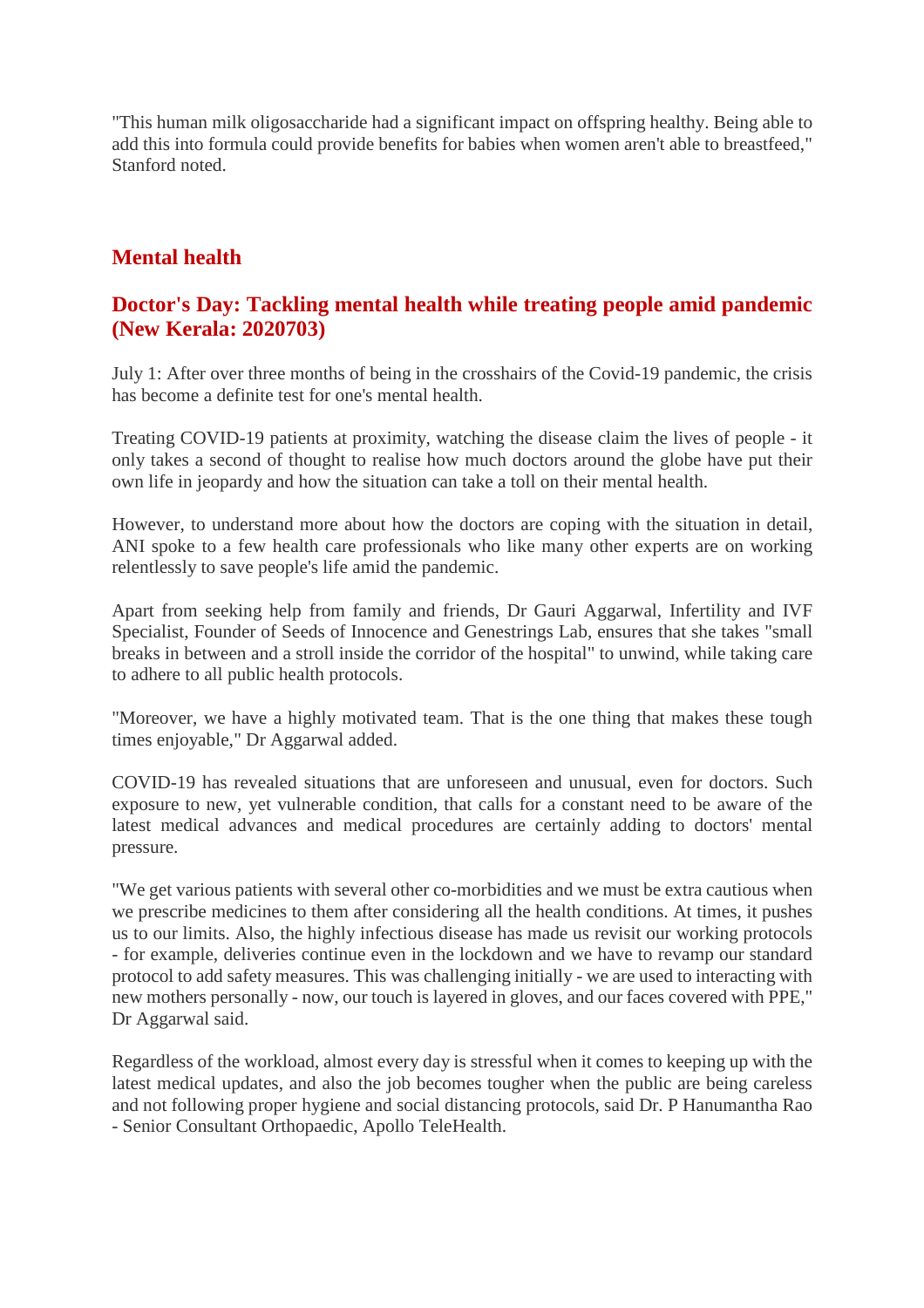"This human milk oligosaccharide had a significant impact on offspring healthy. Being able to add this into formula could provide benefits for babies when women aren't able to breastfeed," Stanford noted.

## Mental health

### Doctor's Day: Tackling mental health while treating people amid pandemic (New Kerala: 2020703)

July 1: After over three months of being in the crosshairs of the Covid-19 pandemic, the crisis has become a definite test for one's mental health.

Treating COVID-19 patients at proximity, watching the disease claim the lives of people - it only takes a second of thought to realise how much doctors around the globe have put their own life in jeopardy and how the situation can take a toll on their mental health.

However, to understand more about how the doctors are coping with the situation in detail, ANI spoke to a few health care professionals who like many other experts are on working relentlessly to save people's life amid the pandemic.

Apart from seeking help from family and friends, Dr Gauri Aggarwal, Infertility and IVF Specialist, Founder of Seeds of Innocence and Genestrings Lab, ensures that she takes "small breaks in between and a stroll inside the corridor of the hospital" to unwind, while taking care to adhere to all public health protocols.

"Moreover, we have a highly motivated team. That is the one thing that makes these tough times enjoyable," Dr Aggarwal added.

COVID-19 has revealed situations that are unforeseen and unusual, even for doctors. Such exposure to new, yet vulnerable condition, that calls for a constant need to be aware of the latest medical advances and medical procedures are certainly adding to doctors' mental pressure.

"We get various patients with several other co-morbidities and we must be extra cautious when we prescribe medicines to them after considering all the health conditions. At times, it pushes us to our limits. Also, the highly infectious disease has made us revisit our working protocols - for example, deliveries continue even in the lockdown and we have to revamp our standard protocol to add safety measures. This was challenging initially - we are used to interacting with new mothers personally - now, our touch is layered in gloves, and our faces covered with PPE," Dr Aggarwal said.

Regardless of the workload, almost every day is stressful when it comes to keeping up with the latest medical updates, and also the job becomes tougher when the public are being careless and not following proper hygiene and social distancing protocols, said Dr. P Hanumantha Rao - Senior Consultant Orthopaedic, Apollo TeleHealth.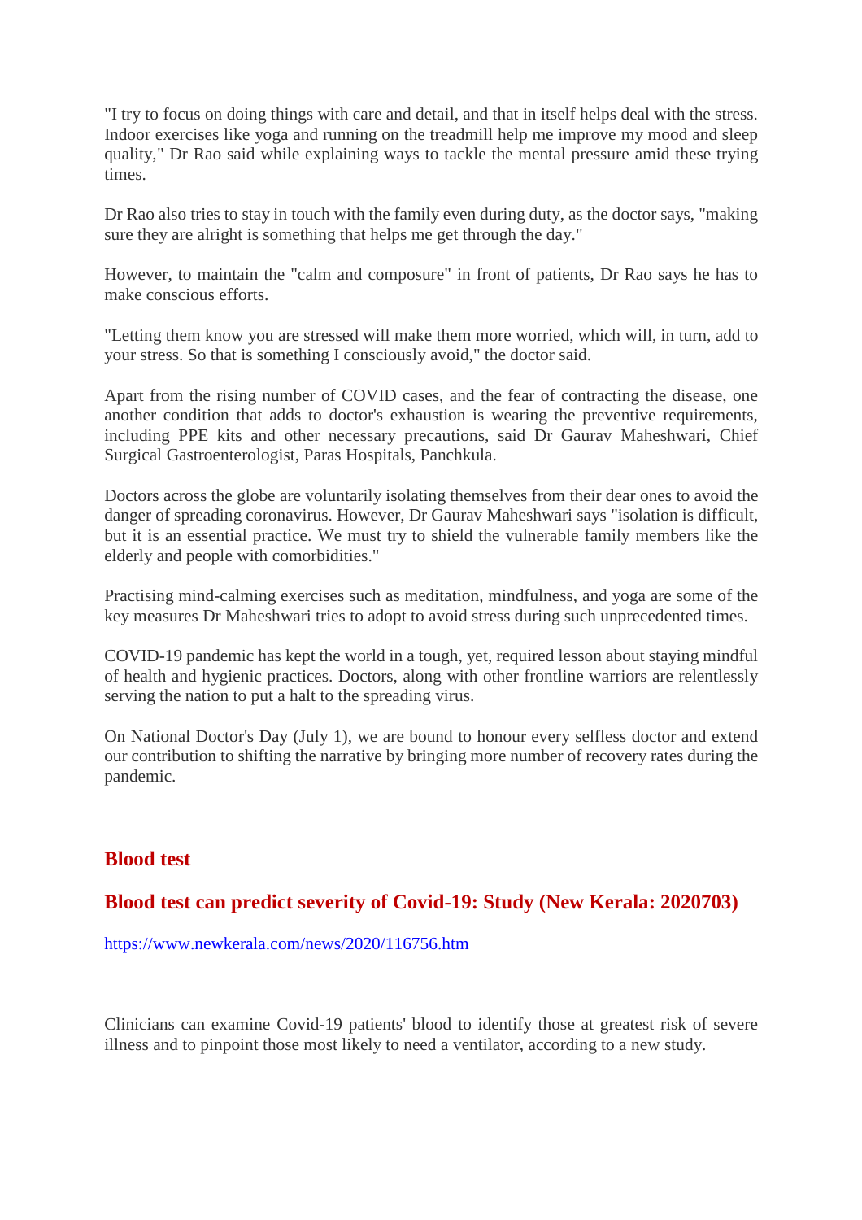"I try to focus on doing things with care and detail, and that in itself helps deal with the stress. Indoor exercises like yoga and running on the treadmill help me improve my mood and sleep quality," Dr Rao said while explaining ways to tackle the mental pressure amid these trying times.

Dr Rao also tries to stay in touch with the family even during duty, as the doctor says, "making sure they are alright is something that helps me get through the day."

However, to maintain the "calm and composure" in front of patients, Dr Rao says he has to make conscious efforts.

"Letting them know you are stressed will make them more worried, which will, in turn, add to your stress. So that is something I consciously avoid," the doctor said.

Apart from the rising number of COVID cases, and the fear of contracting the disease, one another condition that adds to doctor's exhaustion is wearing the preventive requirements, including PPE kits and other necessary precautions, said Dr Gaurav Maheshwari, Chief Surgical Gastroenterologist, Paras Hospitals, Panchkula.

Doctors across the globe are voluntarily isolating themselves from their dear ones to avoid the danger of spreading coronavirus. However, Dr Gaurav Maheshwari says "isolation is difficult, but it is an essential practice. We must try to shield the vulnerable family members like the elderly and people with comorbidities."

Practising mind-calming exercises such as meditation, mindfulness, and yoga are some of the key measures Dr Maheshwari tries to adopt to avoid stress during such unprecedented times.

COVID-19 pandemic has kept the world in a tough, yet, required lesson about staying mindful of health and hygienic practices. Doctors, along with other frontline warriors are relentlessly serving the nation to put a halt to the spreading virus.

On National Doctor's Day (July 1), we are bound to honour every selfless doctor and extend our contribution to shifting the narrative by bringing more number of recovery rates during the pandemic.

## Blood test

### Blood test can predict severity of Covid-19: Study (New Kerala: 2020703)

https://www.newkerala.com/news/2020/116756.htm

Clinicians can examine Covid-19 patients' blood to identify those at greatest risk of severe illness and to pinpoint those most likely to need a ventilator, according to a new study.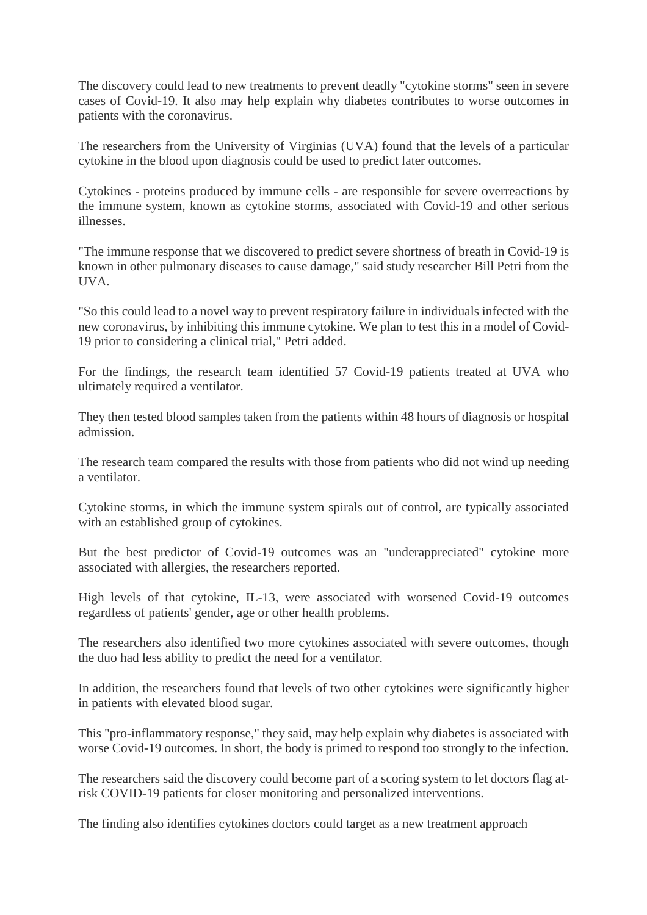The discovery could lead to new treatments to prevent deadly "cytokine storms" seen in severe cases of Covid-19. It also may help explain why diabetes contributes to worse outcomes in patients with the coronavirus.

The researchers from the University of Virginias (UVA) found that the levels of a particular cytokine in the blood upon diagnosis could be used to predict later outcomes.

Cytokines - proteins produced by immune cells - are responsible for severe overreactions by the immune system, known as cytokine storms, associated with Covid-19 and other serious illnesses.

"The immune response that we discovered to predict severe shortness of breath in Covid-19 is known in other pulmonary diseases to cause damage," said study researcher Bill Petri from the UVA.

"So this could lead to a novel way to prevent respiratory failure in individuals infected with the new coronavirus, by inhibiting this immune cytokine. We plan to test this in a model of Covid-19 prior to considering a clinical trial," Petri added.

For the findings, the research team identified 57 Covid-19 patients treated at UVA who ultimately required a ventilator.

They then tested blood samples taken from the patients within 48 hours of diagnosis or hospital admission.

The research team compared the results with those from patients who did not wind up needing a ventilator.

Cytokine storms, in which the immune system spirals out of control, are typically associated with an established group of cytokines.

But the best predictor of Covid-19 outcomes was an "underappreciated" cytokine more associated with allergies, the researchers reported.

High levels of that cytokine, IL-13, were associated with worsened Covid-19 outcomes regardless of patients' gender, age or other health problems.

The researchers also identified two more cytokines associated with severe outcomes, though the duo had less ability to predict the need for a ventilator.

In addition, the researchers found that levels of two other cytokines were significantly higher in patients with elevated blood sugar.

This "pro-inflammatory response," they said, may help explain why diabetes is associated with worse Covid-19 outcomes. In short, the body is primed to respond too strongly to the infection.

The researchers said the discovery could become part of a scoring system to let doctors flag at-risk COVID-19 patients for closer monitoring and personalized interventions.

The finding also identifies cytokines doctors could target as a new treatment approach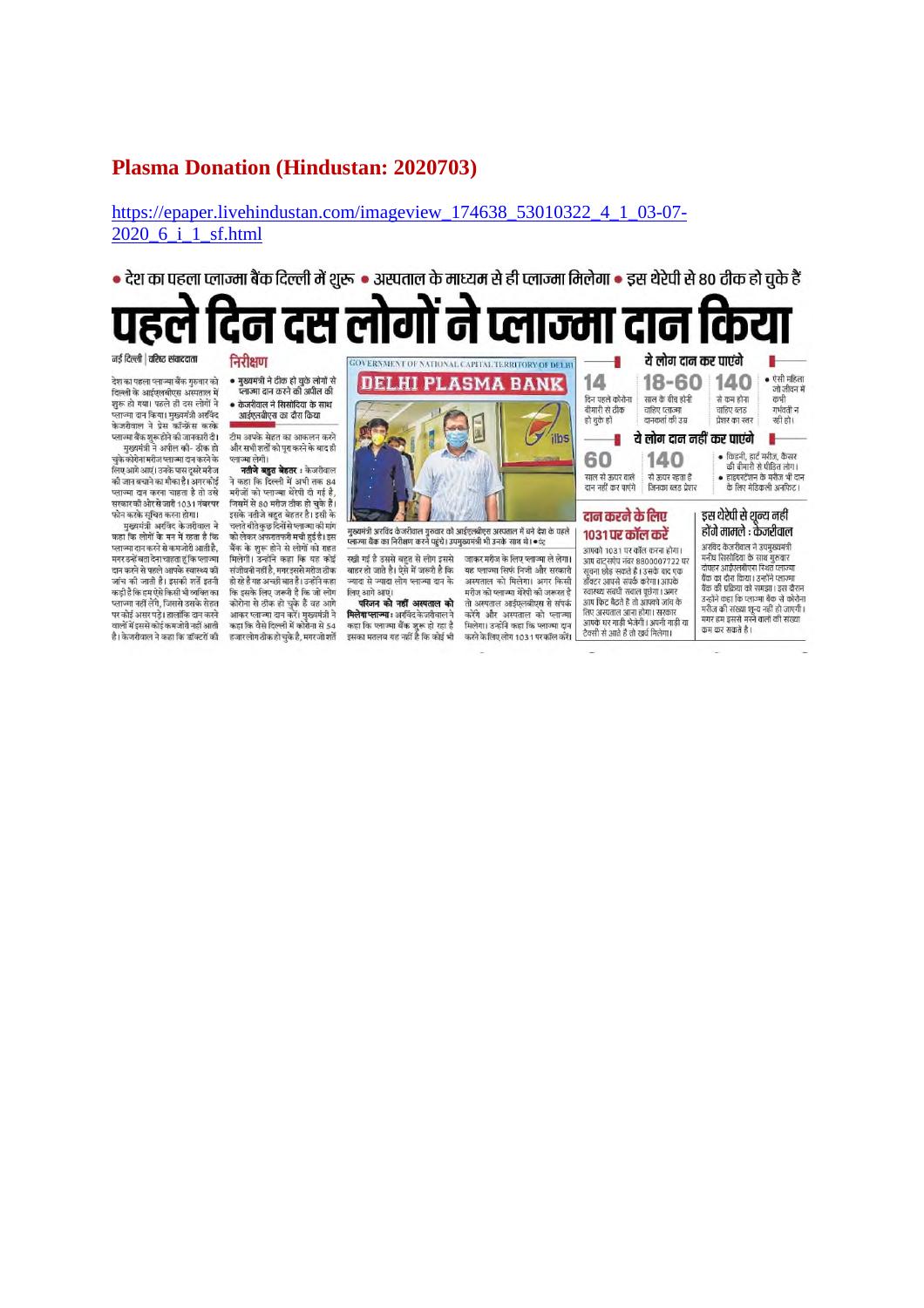# Plasma Donation (Hindustan: 2020703)

https://epaper.livehindustan.com/imageview_174638_53010322_4_1_03-07-2020_6_i_1_sf.html

● देश का पहला प्लाज्मा बैंक दिल्ली में शुरू ● अस्पताल के माध्यम से ही प्लाज्मा मिलेगा ● इस थेरेपी से 80 ठीक हो चुके हैं

# पहले दिन दस लोगों ने प्लाज्मा दान किया

नई दिल्ली | वरिष्ठ संवाददाता

देश का पहला प्लाज्मा बैंक गुरुवार को दिल्ली के आईएलबीएस अस्पताल में शुरू हो गया। पहले ही दिन दस लोगों ने प्लाज्मा दान किया। मुख्यमंत्री अरविंद केजरीवाल ने प्रेस कॉन्फ्रेंस करके प्लाज्मा बैंक शुरू होने की जानकारी दी।

मुख्यमंत्री ने अपील की- ठीक हो चुके कोरोना मरीज प्लाज्मा दान करने के लिए आगे आएं। उनके पास दूसरे मरीज की जान बचाने का मौका है। अगर कोई प्लाज्मा दान करना चाहता है तो उसे सरकार की ओर से जारी 1031 नंबर पर फोन करके सूचित करना होगा।

मुख्यमंत्री अरविंद केजरीवाल ने कहा कि लोगों के मन में शंका है कि प्लाज्मा दान करने से कमजोरी आती है, मगर उन्हें बता देना चाहता हूं कि प्लाज्मा दान करने से पहले आपके स्वास्थ्य की जांच की जाती है। इसकी शर्तें इतनी कड़ी हैं कि हम ऐसे किसी भी व्यक्ति का प्लाज्मा नहीं लेंगे, जिससे उसके सेहत पर कोई असर पड़े। हालांकि दान करने वालों में इससे कोई कमजोरी नहीं आती है। केजरीवाल ने कहा कि डॉक्टरों की टीम आपके सेहत का आकलन करने और सभी शर्तों को पूरा करने के बाद ही प्लाज्मा लेगी।

**नतीजे बहुत बेहतर :** केजरीवाल ने कहा कि दिल्ली में अभी तक 84 मरीजों को प्लाज्मा थेरेपी दी गई है, जिसमें से 80 मरीज ठीक हो चुके हैं। इसके नतीजे बहुत बेहतर हैं। इसी के चलते बीते कुछ दिनों से प्लाज्मा की मांग को लेकर अफरातफरी मची हुई है। इस बैंक के शुरू होने से लोगों को राहत मिलेगी। उन्होंने कहा कि यह कोई संजीवनी नहीं है, मगर इससे मरीज ठीक हो रहे हैं यह अच्छी बात है। उन्होंने कहा कि इसके लिए जरूरी है कि जो लोग कोरोना से ठीक हो चुके हैं वह आगे आकर प्लाज्मा दान करें। मुख्यमंत्री ने कहा कि वैसे दिल्ली में कोरोना से 54 हजार लोग ठीक हो चुके हैं, मगर जो शर्तें रखी गई हैं उससे बहुत से लोग इससे बाहर हो जाते हैं। ऐसे में जरूरी है कि ज्यादा से ज्यादा लोग प्लाज्मा दान के लिए आगे आएं।

**परिजन को नहीं अस्पताल को मिलेगा प्लाज्मा :** अरविंद केजरीवाल ने कहा कि प्लाज्मा बैंक शुरू हो रहा है इसका मतलब यह नहीं है कि कोई भी जाकर मरीज के लिए प्लाज्मा ले लेगा। यह प्लाज्मा सिर्फ निजी और सरकारी अस्पताल को मिलेगा। अगर किसी मरीज को प्लाज्मा थेरेपी की जरूरत है तो अस्पताल आईएलबीएस से संपर्क करेंगे और अस्पताल को प्लाज्मा मिलेगा। उन्होंने कहा कि प्लाज्मा दान करने के लिए लोग 1031 पर कॉल करें।

## निरीक्षण

- मुख्यमंत्री ने ठीक हो चुके लोगों से प्लाज्मा दान करने की अपील की
- केजरीवाल ने सिसोदिया के साथ आईएलबीएस का दौरा किया

GOVERNMENT OF NATIONAL CAPITAL TERRITORY OF DELHI
DELHI PLASMA BANK

मुख्यमंत्री अरविंद केजरीवाल गुरुवार को आईएलबीएस अस्पताल में बने देश के पहले प्लाज्मा बैंक का निरीक्षण करने पहुंचे। उपमुख्यमंत्री भी उनके साथ थे। ● प्रेट

## ये लोग दान कर पाएंगे

**14** दिन पहले कोरोना बीमारी से ठीक हो चुके हों

**18-60** साल के बीच होनी चाहिए प्लाज्मा दानकर्ता की उम्र

**140** से कम होना चाहिए ब्लड प्रेशर का स्तर

- ऐसी महिला जो जीवन में कभी गर्भवती न रही हो।

## ये लोग दान नहीं कर पाएंगे

**60** साल से ऊपर वाले दान नहीं कर पाएंगे

**140** से ऊपर रहता है जिनका ब्लड प्रेशर

- किडनी, हार्ट मरीज, कैंसर की बीमारी से पीड़ित लोग।
- हाइपरटेंशन के मरीज भी दान के लिए मेडिकली अनफिट।

## दान करने के लिए 1031 पर कॉल करें

आपको 1031 पर कॉल करना होगा। आप वाट्सएप नंबर 8800007722 पर सूचना छोड़ सकते हैं। उसके बाद एक डॉक्टर आपसे संपर्क करेगा। आपसे स्वास्थ्य संबंधी सवाल पूछेगा। अगर आप फिट बैठते हैं तो आपको जांच के लिए अस्पताल आना होगा। सरकार आपके घर गाड़ी भेजेगी। अपनी गाड़ी या टैक्सी से आते हैं तो खर्च मिलेगा।

## इस थेरेपी से शून्य नहीं होंगे मामले : केजरीवाल

अरविंद केजरीवाल ने उपमुख्यमंत्री मनीष सिसोदिया के साथ गुरुवार दोपहर आईएलबीएस स्थित प्लाज्मा बैंक का दौरा किया। उन्होंने प्लाज्मा बैंक की प्रक्रिया को समझा। इस दौरान उन्होंने कहा कि प्लाज्मा बैंक से कोरोना मरीज की संख्या शून्य नहीं हो जाएगी। मगर हम इससे मरने वालों की संख्या कम कर सकते हैं।